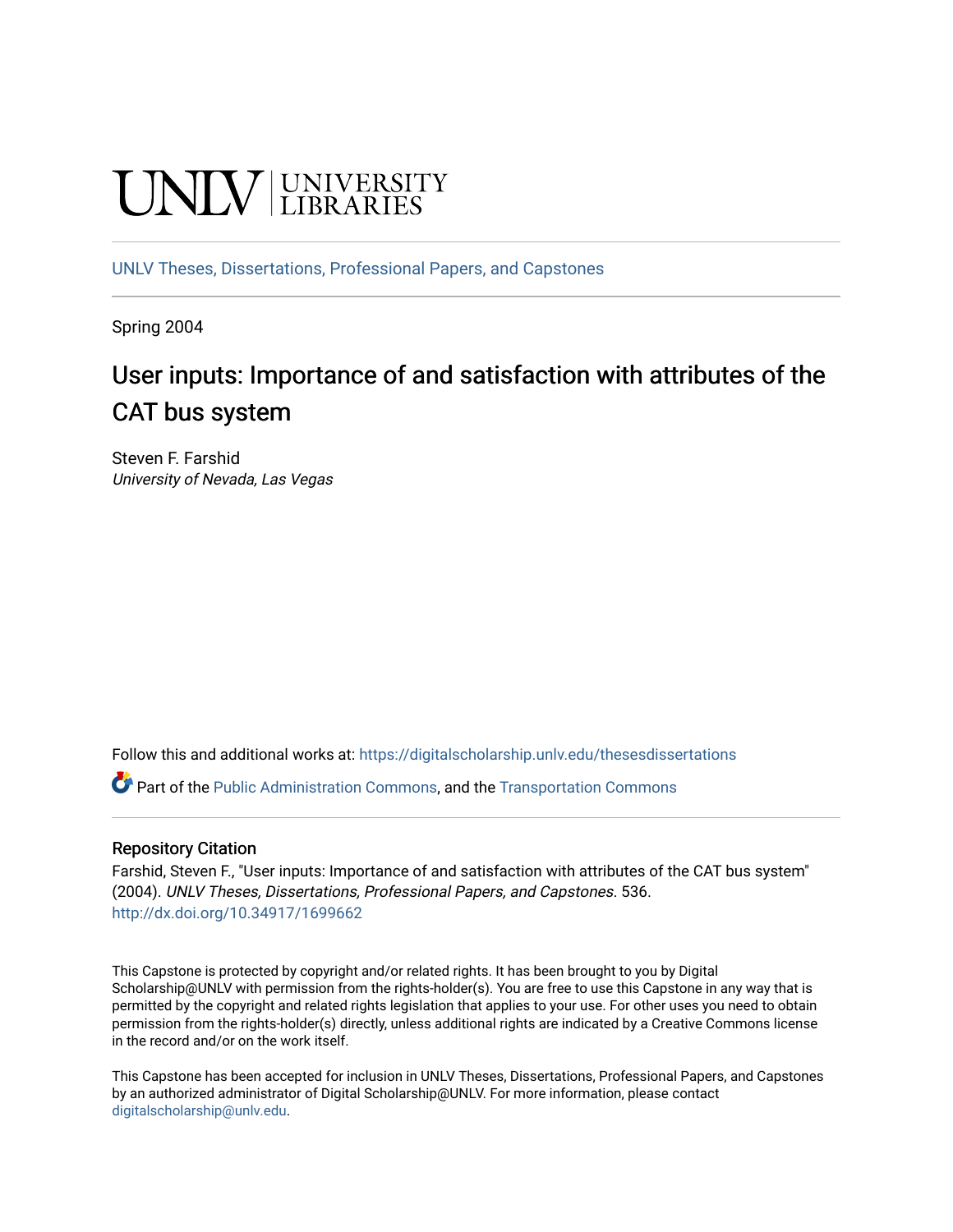UNLV | UNIVERSITY LIBRARIES

UNLV Theses, Dissertations, Professional Papers, and Capstones

Spring 2004

# User inputs: Importance of and satisfaction with attributes of the CAT bus system

Steven F. Farshid
*University of Nevada, Las Vegas*

Follow this and additional works at: https://digitalscholarship.unlv.edu/thesesdissertations

Part of the Public Administration Commons, and the Transportation Commons

## Repository Citation

Farshid, Steven F., "User inputs: Importance of and satisfaction with attributes of the CAT bus system" (2004). *UNLV Theses, Dissertations, Professional Papers, and Capstones*. 536.
http://dx.doi.org/10.34917/1699662

This Capstone is protected by copyright and/or related rights. It has been brought to you by Digital Scholarship@UNLV with permission from the rights-holder(s). You are free to use this Capstone in any way that is permitted by the copyright and related rights legislation that applies to your use. For other uses you need to obtain permission from the rights-holder(s) directly, unless additional rights are indicated by a Creative Commons license in the record and/or on the work itself.

This Capstone has been accepted for inclusion in UNLV Theses, Dissertations, Professional Papers, and Capstones by an authorized administrator of Digital Scholarship@UNLV. For more information, please contact digitalscholarship@unlv.edu.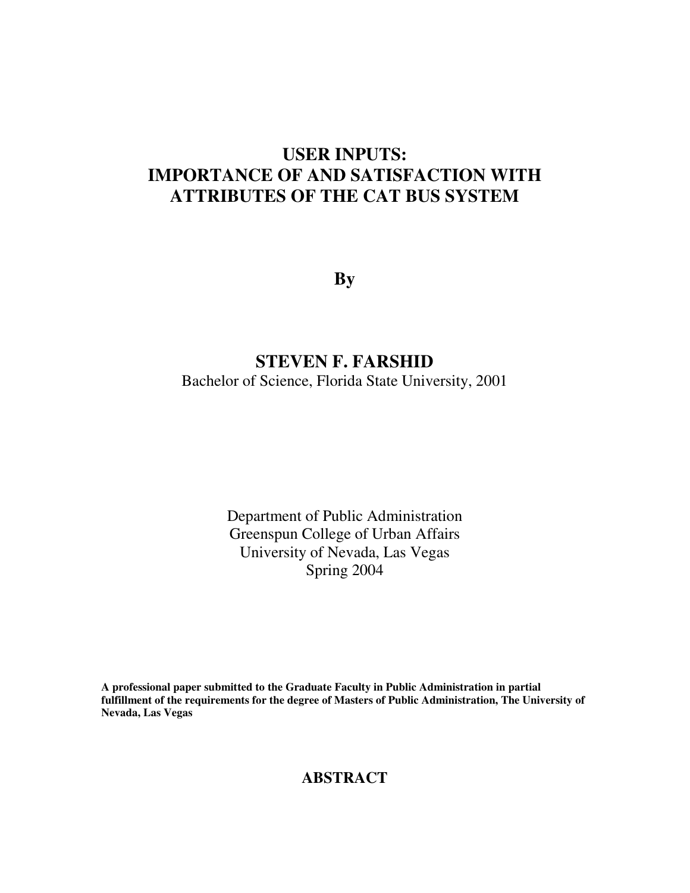# USER INPUTS:
# IMPORTANCE OF AND SATISFACTION WITH ATTRIBUTES OF THE CAT BUS SYSTEM

**By**

## STEVEN F. FARSHID

Bachelor of Science, Florida State University, 2001

Department of Public Administration
Greenspun College of Urban Affairs
University of Nevada, Las Vegas
Spring 2004

**A professional paper submitted to the Graduate Faculty in Public Administration in partial fulfillment of the requirements for the degree of Masters of Public Administration, The University of Nevada, Las Vegas**

## ABSTRACT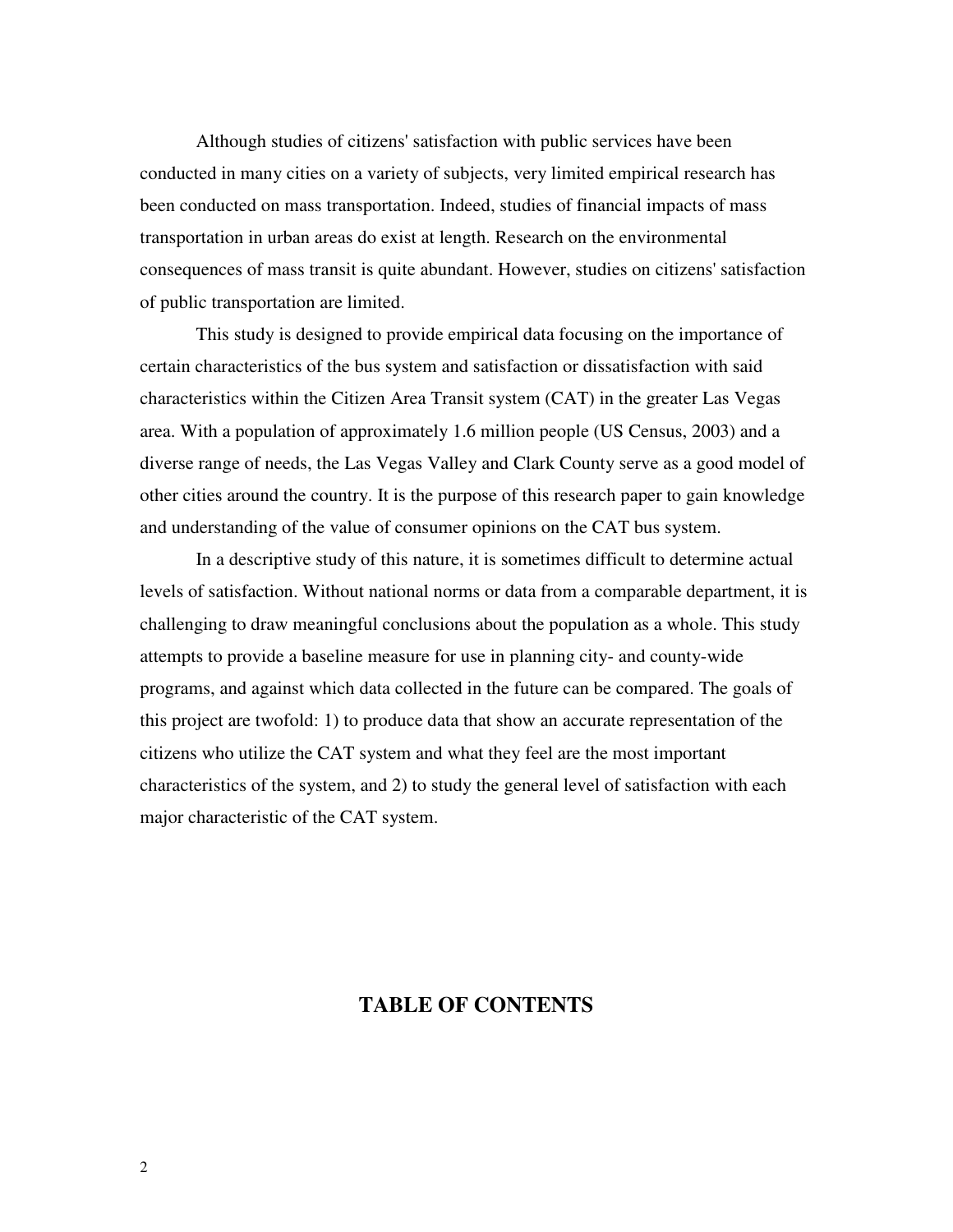Although studies of citizens' satisfaction with public services have been conducted in many cities on a variety of subjects, very limited empirical research has been conducted on mass transportation. Indeed, studies of financial impacts of mass transportation in urban areas do exist at length. Research on the environmental consequences of mass transit is quite abundant. However, studies on citizens' satisfaction of public transportation are limited.

This study is designed to provide empirical data focusing on the importance of certain characteristics of the bus system and satisfaction or dissatisfaction with said characteristics within the Citizen Area Transit system (CAT) in the greater Las Vegas area. With a population of approximately 1.6 million people (US Census, 2003) and a diverse range of needs, the Las Vegas Valley and Clark County serve as a good model of other cities around the country. It is the purpose of this research paper to gain knowledge and understanding of the value of consumer opinions on the CAT bus system.

In a descriptive study of this nature, it is sometimes difficult to determine actual levels of satisfaction. Without national norms or data from a comparable department, it is challenging to draw meaningful conclusions about the population as a whole. This study attempts to provide a baseline measure for use in planning city- and county-wide programs, and against which data collected in the future can be compared. The goals of this project are twofold: 1) to produce data that show an accurate representation of the citizens who utilize the CAT system and what they feel are the most important characteristics of the system, and 2) to study the general level of satisfaction with each major characteristic of the CAT system.

## TABLE OF CONTENTS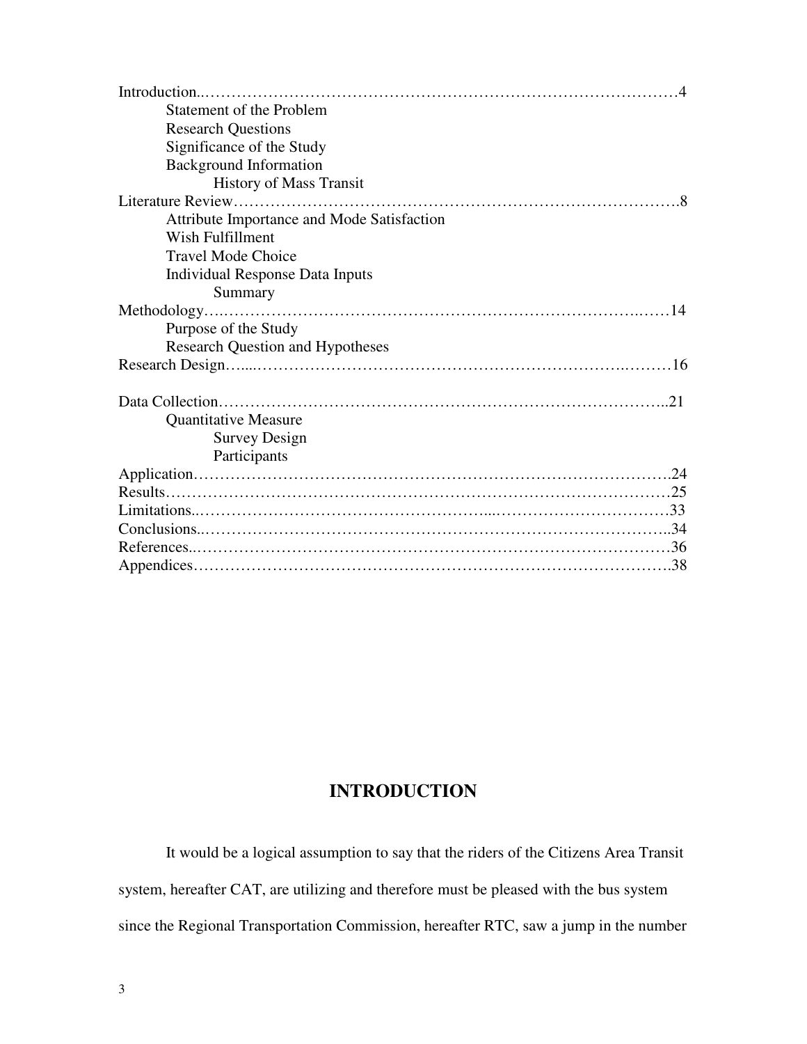Introduction.........................................................................................4

- Statement of the Problem
- Research Questions
- Significance of the Study
- Background Information
  - History of Mass Transit

Literature Review.................................................................................8

- Attribute Importance and Mode Satisfaction
- Wish Fulfillment
- Travel Mode Choice
- Individual Response Data Inputs
  - Summary

Methodology.........................................................................................14

- Purpose of the Study
- Research Question and Hypotheses

Research Design....................................................................................16

Data Collection.....................................................................................21

- Quantitative Measure
  - Survey Design
  - Participants

Application..........................................................................................24

Results..................................................................................................25

Limitations...........................................................................................33

Conclusions..........................................................................................34

References............................................................................................36

Appendices...........................................................................................38

# INTRODUCTION

It would be a logical assumption to say that the riders of the Citizens Area Transit system, hereafter CAT, are utilizing and therefore must be pleased with the bus system since the Regional Transportation Commission, hereafter RTC, saw a jump in the number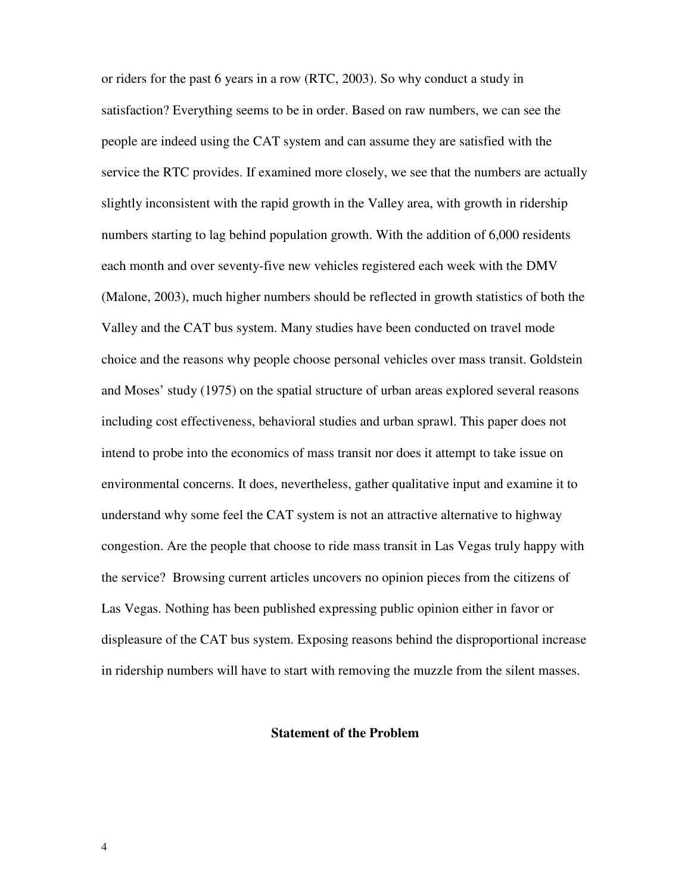or riders for the past 6 years in a row (RTC, 2003). So why conduct a study in satisfaction? Everything seems to be in order. Based on raw numbers, we can see the people are indeed using the CAT system and can assume they are satisfied with the service the RTC provides. If examined more closely, we see that the numbers are actually slightly inconsistent with the rapid growth in the Valley area, with growth in ridership numbers starting to lag behind population growth. With the addition of 6,000 residents each month and over seventy-five new vehicles registered each week with the DMV (Malone, 2003), much higher numbers should be reflected in growth statistics of both the Valley and the CAT bus system. Many studies have been conducted on travel mode choice and the reasons why people choose personal vehicles over mass transit. Goldstein and Moses' study (1975) on the spatial structure of urban areas explored several reasons including cost effectiveness, behavioral studies and urban sprawl. This paper does not intend to probe into the economics of mass transit nor does it attempt to take issue on environmental concerns. It does, nevertheless, gather qualitative input and examine it to understand why some feel the CAT system is not an attractive alternative to highway congestion. Are the people that choose to ride mass transit in Las Vegas truly happy with the service? Browsing current articles uncovers no opinion pieces from the citizens of Las Vegas. Nothing has been published expressing public opinion either in favor or displeasure of the CAT bus system. Exposing reasons behind the disproportional increase in ridership numbers will have to start with removing the muzzle from the silent masses.

## Statement of the Problem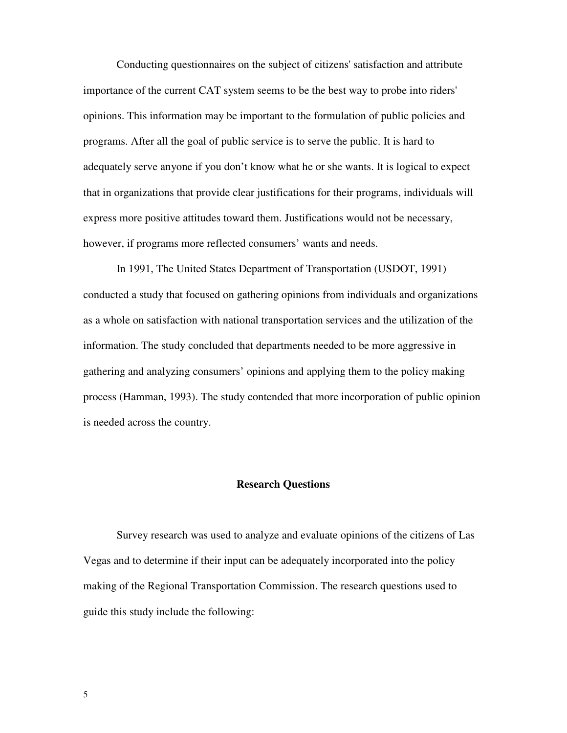Conducting questionnaires on the subject of citizens' satisfaction and attribute importance of the current CAT system seems to be the best way to probe into riders' opinions. This information may be important to the formulation of public policies and programs. After all the goal of public service is to serve the public. It is hard to adequately serve anyone if you don't know what he or she wants. It is logical to expect that in organizations that provide clear justifications for their programs, individuals will express more positive attitudes toward them. Justifications would not be necessary, however, if programs more reflected consumers' wants and needs.

In 1991, The United States Department of Transportation (USDOT, 1991) conducted a study that focused on gathering opinions from individuals and organizations as a whole on satisfaction with national transportation services and the utilization of the information. The study concluded that departments needed to be more aggressive in gathering and analyzing consumers' opinions and applying them to the policy making process (Hamman, 1993). The study contended that more incorporation of public opinion is needed across the country.

## Research Questions

Survey research was used to analyze and evaluate opinions of the citizens of Las Vegas and to determine if their input can be adequately incorporated into the policy making of the Regional Transportation Commission. The research questions used to guide this study include the following: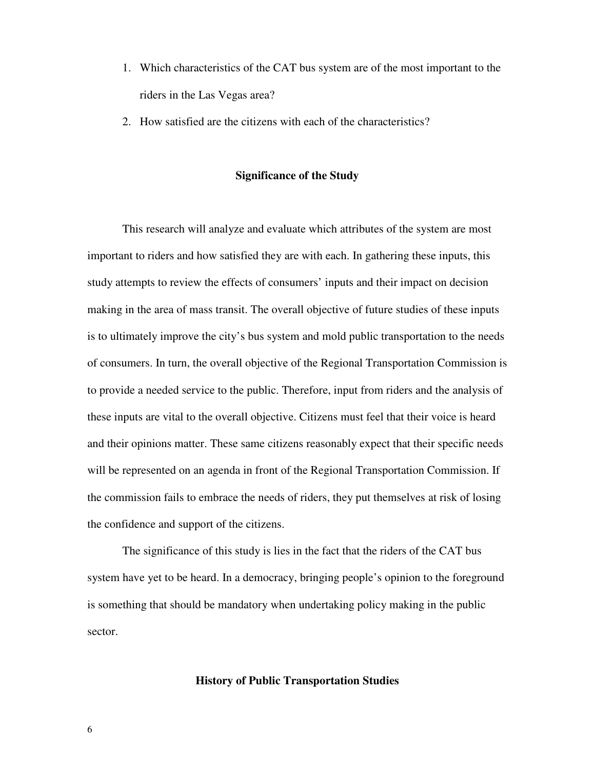1. Which characteristics of the CAT bus system are of the most important to the riders in the Las Vegas area?
2. How satisfied are the citizens with each of the characteristics?

## Significance of the Study

This research will analyze and evaluate which attributes of the system are most important to riders and how satisfied they are with each. In gathering these inputs, this study attempts to review the effects of consumers' inputs and their impact on decision making in the area of mass transit. The overall objective of future studies of these inputs is to ultimately improve the city's bus system and mold public transportation to the needs of consumers. In turn, the overall objective of the Regional Transportation Commission is to provide a needed service to the public. Therefore, input from riders and the analysis of these inputs are vital to the overall objective. Citizens must feel that their voice is heard and their opinions matter. These same citizens reasonably expect that their specific needs will be represented on an agenda in front of the Regional Transportation Commission. If the commission fails to embrace the needs of riders, they put themselves at risk of losing the confidence and support of the citizens.

The significance of this study is lies in the fact that the riders of the CAT bus system have yet to be heard. In a democracy, bringing people's opinion to the foreground is something that should be mandatory when undertaking policy making in the public sector.

## History of Public Transportation Studies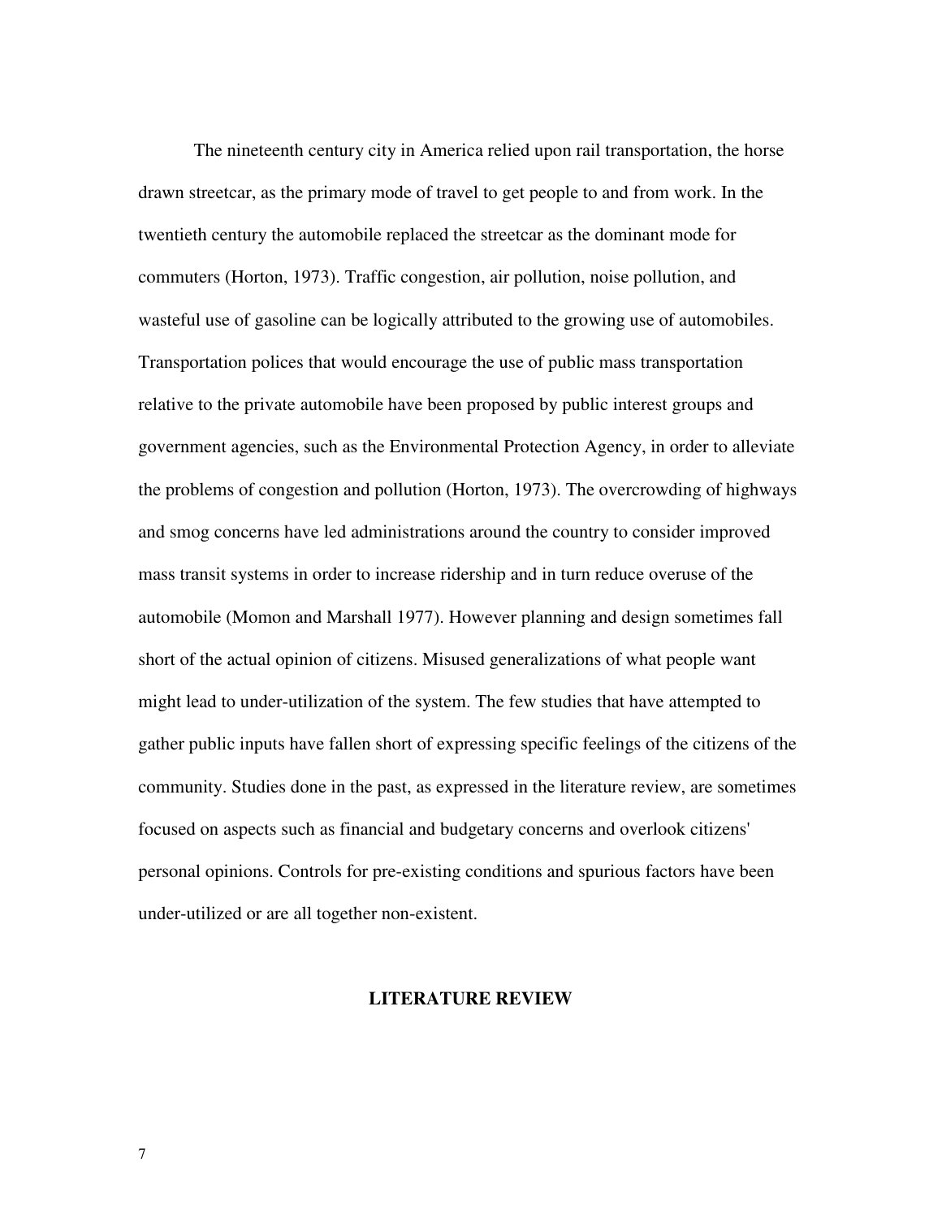The nineteenth century city in America relied upon rail transportation, the horse drawn streetcar, as the primary mode of travel to get people to and from work. In the twentieth century the automobile replaced the streetcar as the dominant mode for commuters (Horton, 1973). Traffic congestion, air pollution, noise pollution, and wasteful use of gasoline can be logically attributed to the growing use of automobiles. Transportation polices that would encourage the use of public mass transportation relative to the private automobile have been proposed by public interest groups and government agencies, such as the Environmental Protection Agency, in order to alleviate the problems of congestion and pollution (Horton, 1973). The overcrowding of highways and smog concerns have led administrations around the country to consider improved mass transit systems in order to increase ridership and in turn reduce overuse of the automobile (Momon and Marshall 1977). However planning and design sometimes fall short of the actual opinion of citizens. Misused generalizations of what people want might lead to under-utilization of the system. The few studies that have attempted to gather public inputs have fallen short of expressing specific feelings of the citizens of the community. Studies done in the past, as expressed in the literature review, are sometimes focused on aspects such as financial and budgetary concerns and overlook citizens' personal opinions. Controls for pre-existing conditions and spurious factors have been under-utilized or are all together non-existent.

## LITERATURE REVIEW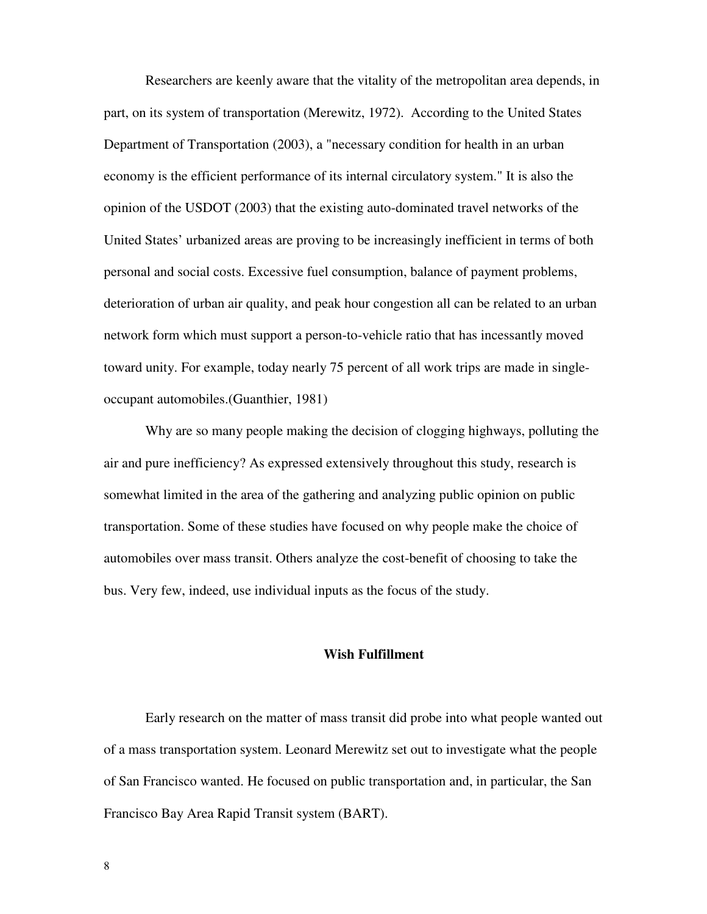Researchers are keenly aware that the vitality of the metropolitan area depends, in part, on its system of transportation (Merewitz, 1972). According to the United States Department of Transportation (2003), a "necessary condition for health in an urban economy is the efficient performance of its internal circulatory system." It is also the opinion of the USDOT (2003) that the existing auto-dominated travel networks of the United States' urbanized areas are proving to be increasingly inefficient in terms of both personal and social costs. Excessive fuel consumption, balance of payment problems, deterioration of urban air quality, and peak hour congestion all can be related to an urban network form which must support a person-to-vehicle ratio that has incessantly moved toward unity. For example, today nearly 75 percent of all work trips are made in single-occupant automobiles.(Guanthier, 1981)

Why are so many people making the decision of clogging highways, polluting the air and pure inefficiency? As expressed extensively throughout this study, research is somewhat limited in the area of the gathering and analyzing public opinion on public transportation. Some of these studies have focused on why people make the choice of automobiles over mass transit. Others analyze the cost-benefit of choosing to take the bus. Very few, indeed, use individual inputs as the focus of the study.

## Wish Fulfillment

Early research on the matter of mass transit did probe into what people wanted out of a mass transportation system. Leonard Merewitz set out to investigate what the people of San Francisco wanted. He focused on public transportation and, in particular, the San Francisco Bay Area Rapid Transit system (BART).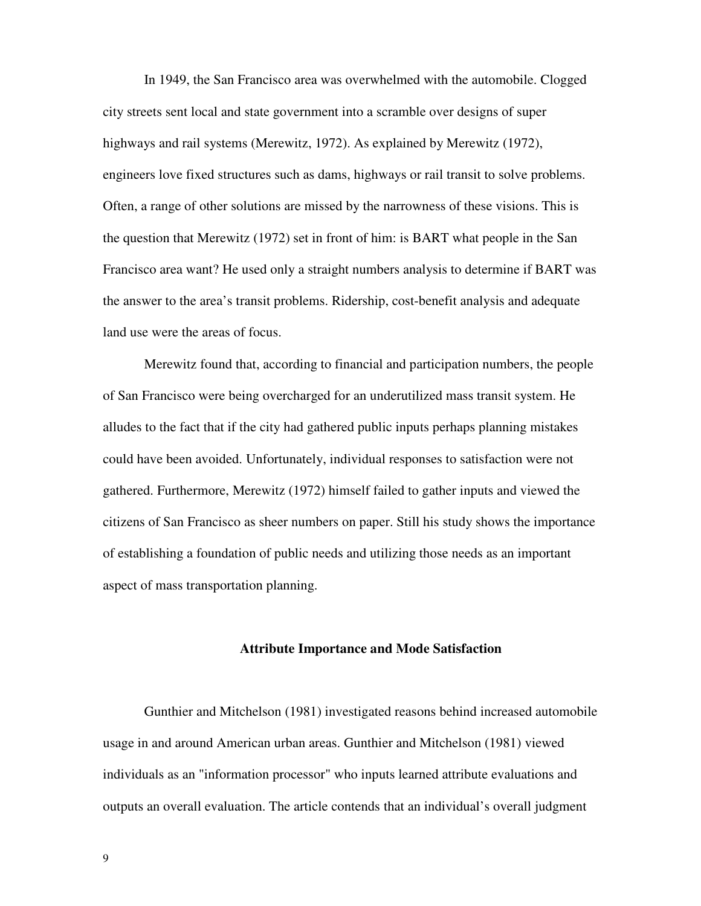In 1949, the San Francisco area was overwhelmed with the automobile. Clogged city streets sent local and state government into a scramble over designs of super highways and rail systems (Merewitz, 1972). As explained by Merewitz (1972), engineers love fixed structures such as dams, highways or rail transit to solve problems. Often, a range of other solutions are missed by the narrowness of these visions. This is the question that Merewitz (1972) set in front of him: is BART what people in the San Francisco area want? He used only a straight numbers analysis to determine if BART was the answer to the area's transit problems. Ridership, cost-benefit analysis and adequate land use were the areas of focus.

Merewitz found that, according to financial and participation numbers, the people of San Francisco were being overcharged for an underutilized mass transit system. He alludes to the fact that if the city had gathered public inputs perhaps planning mistakes could have been avoided. Unfortunately, individual responses to satisfaction were not gathered. Furthermore, Merewitz (1972) himself failed to gather inputs and viewed the citizens of San Francisco as sheer numbers on paper. Still his study shows the importance of establishing a foundation of public needs and utilizing those needs as an important aspect of mass transportation planning.

### Attribute Importance and Mode Satisfaction

Gunthier and Mitchelson (1981) investigated reasons behind increased automobile usage in and around American urban areas. Gunthier and Mitchelson (1981) viewed individuals as an "information processor" who inputs learned attribute evaluations and outputs an overall evaluation. The article contends that an individual's overall judgment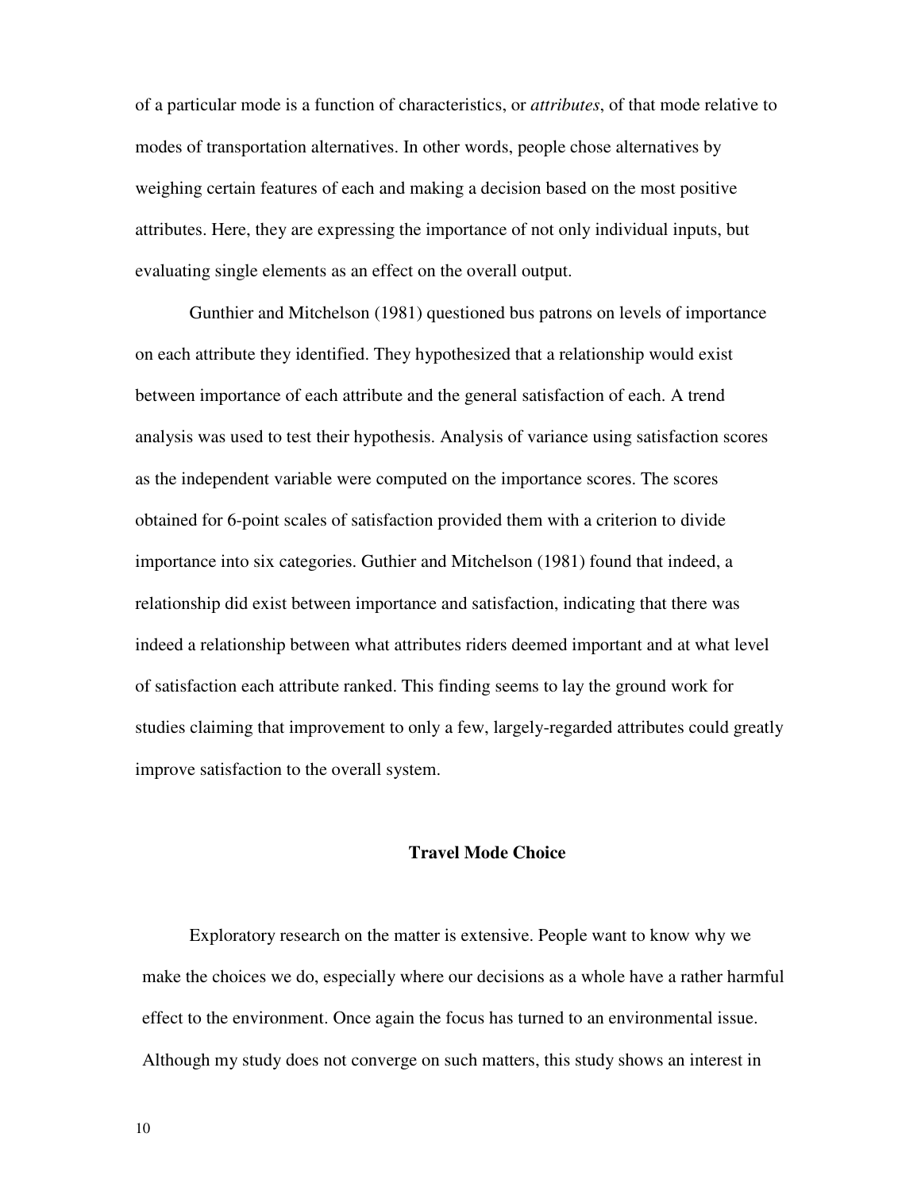of a particular mode is a function of characteristics, or *attributes*, of that mode relative to modes of transportation alternatives. In other words, people chose alternatives by weighing certain features of each and making a decision based on the most positive attributes. Here, they are expressing the importance of not only individual inputs, but evaluating single elements as an effect on the overall output.

Gunthier and Mitchelson (1981) questioned bus patrons on levels of importance on each attribute they identified. They hypothesized that a relationship would exist between importance of each attribute and the general satisfaction of each. A trend analysis was used to test their hypothesis. Analysis of variance using satisfaction scores as the independent variable were computed on the importance scores. The scores obtained for 6-point scales of satisfaction provided them with a criterion to divide importance into six categories. Guthier and Mitchelson (1981) found that indeed, a relationship did exist between importance and satisfaction, indicating that there was indeed a relationship between what attributes riders deemed important and at what level of satisfaction each attribute ranked. This finding seems to lay the ground work for studies claiming that improvement to only a few, largely-regarded attributes could greatly improve satisfaction to the overall system.

## Travel Mode Choice

Exploratory research on the matter is extensive. People want to know why we make the choices we do, especially where our decisions as a whole have a rather harmful effect to the environment. Once again the focus has turned to an environmental issue. Although my study does not converge on such matters, this study shows an interest in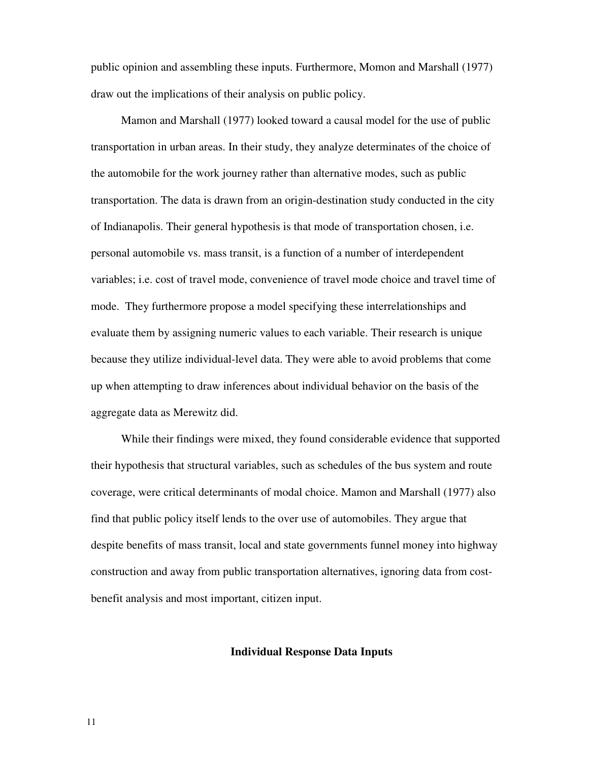public opinion and assembling these inputs. Furthermore, Momon and Marshall (1977) draw out the implications of their analysis on public policy.

Mamon and Marshall (1977) looked toward a causal model for the use of public transportation in urban areas. In their study, they analyze determinates of the choice of the automobile for the work journey rather than alternative modes, such as public transportation. The data is drawn from an origin-destination study conducted in the city of Indianapolis. Their general hypothesis is that mode of transportation chosen, i.e. personal automobile vs. mass transit, is a function of a number of interdependent variables; i.e. cost of travel mode, convenience of travel mode choice and travel time of mode. They furthermore propose a model specifying these interrelationships and evaluate them by assigning numeric values to each variable. Their research is unique because they utilize individual-level data. They were able to avoid problems that come up when attempting to draw inferences about individual behavior on the basis of the aggregate data as Merewitz did.

While their findings were mixed, they found considerable evidence that supported their hypothesis that structural variables, such as schedules of the bus system and route coverage, were critical determinants of modal choice. Mamon and Marshall (1977) also find that public policy itself lends to the over use of automobiles. They argue that despite benefits of mass transit, local and state governments funnel money into highway construction and away from public transportation alternatives, ignoring data from cost-benefit analysis and most important, citizen input.

## Individual Response Data Inputs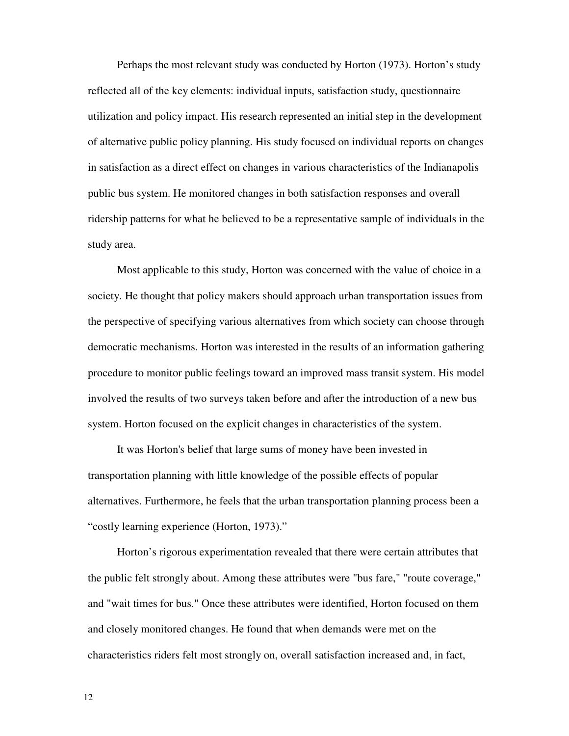Perhaps the most relevant study was conducted by Horton (1973). Horton's study reflected all of the key elements: individual inputs, satisfaction study, questionnaire utilization and policy impact. His research represented an initial step in the development of alternative public policy planning. His study focused on individual reports on changes in satisfaction as a direct effect on changes in various characteristics of the Indianapolis public bus system. He monitored changes in both satisfaction responses and overall ridership patterns for what he believed to be a representative sample of individuals in the study area.

Most applicable to this study, Horton was concerned with the value of choice in a society. He thought that policy makers should approach urban transportation issues from the perspective of specifying various alternatives from which society can choose through democratic mechanisms. Horton was interested in the results of an information gathering procedure to monitor public feelings toward an improved mass transit system. His model involved the results of two surveys taken before and after the introduction of a new bus system. Horton focused on the explicit changes in characteristics of the system.

It was Horton's belief that large sums of money have been invested in transportation planning with little knowledge of the possible effects of popular alternatives. Furthermore, he feels that the urban transportation planning process been a "costly learning experience (Horton, 1973)."

Horton's rigorous experimentation revealed that there were certain attributes that the public felt strongly about. Among these attributes were "bus fare," "route coverage," and "wait times for bus." Once these attributes were identified, Horton focused on them and closely monitored changes. He found that when demands were met on the characteristics riders felt most strongly on, overall satisfaction increased and, in fact,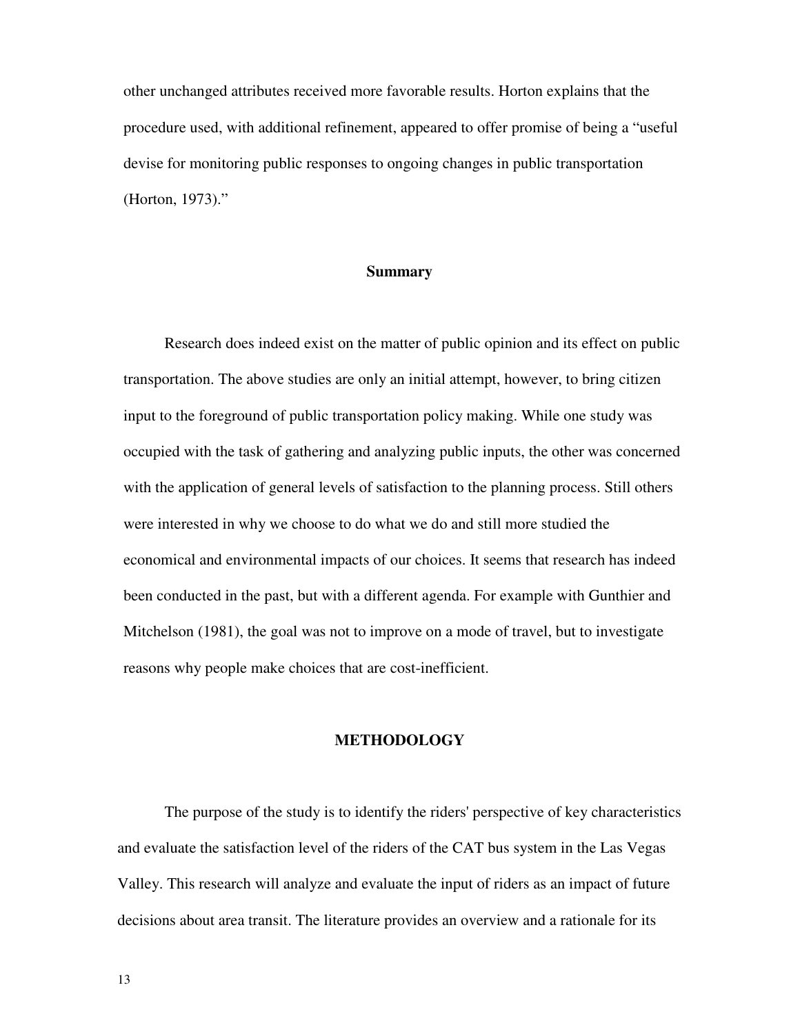other unchanged attributes received more favorable results. Horton explains that the procedure used, with additional refinement, appeared to offer promise of being a "useful devise for monitoring public responses to ongoing changes in public transportation (Horton, 1973)."

### Summary

Research does indeed exist on the matter of public opinion and its effect on public transportation. The above studies are only an initial attempt, however, to bring citizen input to the foreground of public transportation policy making. While one study was occupied with the task of gathering and analyzing public inputs, the other was concerned with the application of general levels of satisfaction to the planning process. Still others were interested in why we choose to do what we do and still more studied the economical and environmental impacts of our choices. It seems that research has indeed been conducted in the past, but with a different agenda. For example with Gunthier and Mitchelson (1981), the goal was not to improve on a mode of travel, but to investigate reasons why people make choices that are cost-inefficient.

## METHODOLOGY

The purpose of the study is to identify the riders' perspective of key characteristics and evaluate the satisfaction level of the riders of the CAT bus system in the Las Vegas Valley. This research will analyze and evaluate the input of riders as an impact of future decisions about area transit. The literature provides an overview and a rationale for its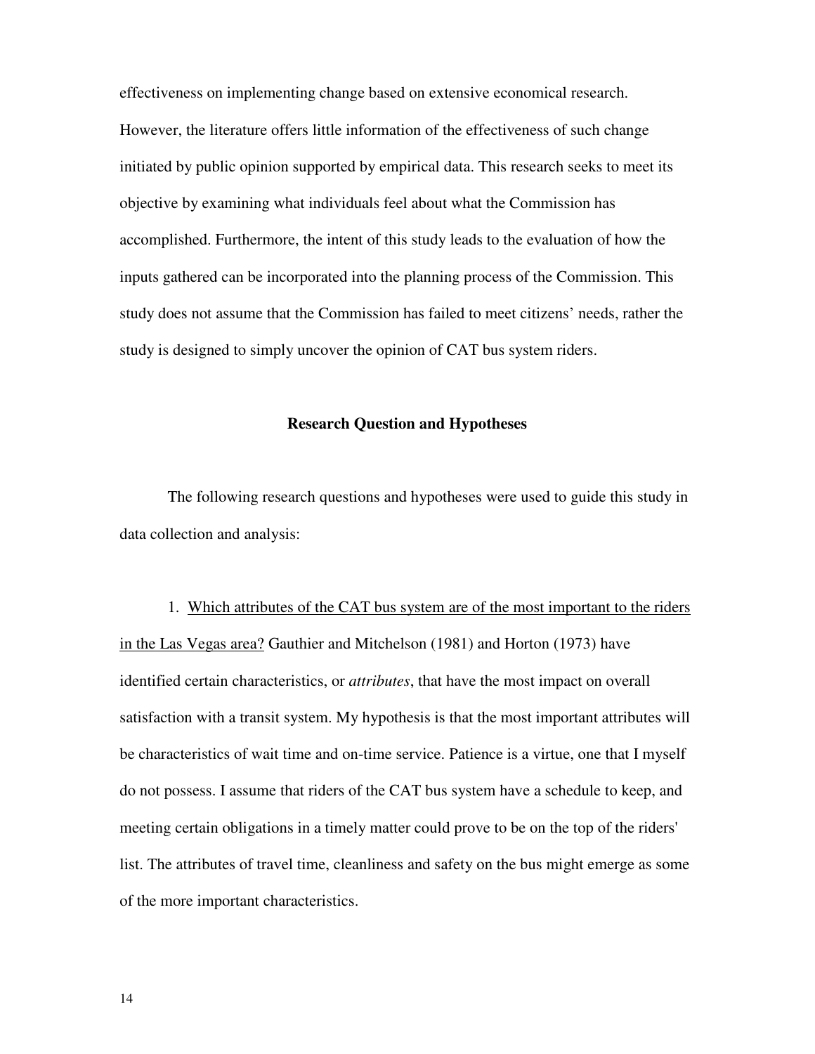effectiveness on implementing change based on extensive economical research. However, the literature offers little information of the effectiveness of such change initiated by public opinion supported by empirical data. This research seeks to meet its objective by examining what individuals feel about what the Commission has accomplished. Furthermore, the intent of this study leads to the evaluation of how the inputs gathered can be incorporated into the planning process of the Commission. This study does not assume that the Commission has failed to meet citizens' needs, rather the study is designed to simply uncover the opinion of CAT bus system riders.

## Research Question and Hypotheses

The following research questions and hypotheses were used to guide this study in data collection and analysis:

1. <u>Which attributes of the CAT bus system are of the most important to the riders in the Las Vegas area?</u> Gauthier and Mitchelson (1981) and Horton (1973) have identified certain characteristics, or *attributes*, that have the most impact on overall satisfaction with a transit system. My hypothesis is that the most important attributes will be characteristics of wait time and on-time service. Patience is a virtue, one that I myself do not possess. I assume that riders of the CAT bus system have a schedule to keep, and meeting certain obligations in a timely matter could prove to be on the top of the riders' list. The attributes of travel time, cleanliness and safety on the bus might emerge as some of the more important characteristics.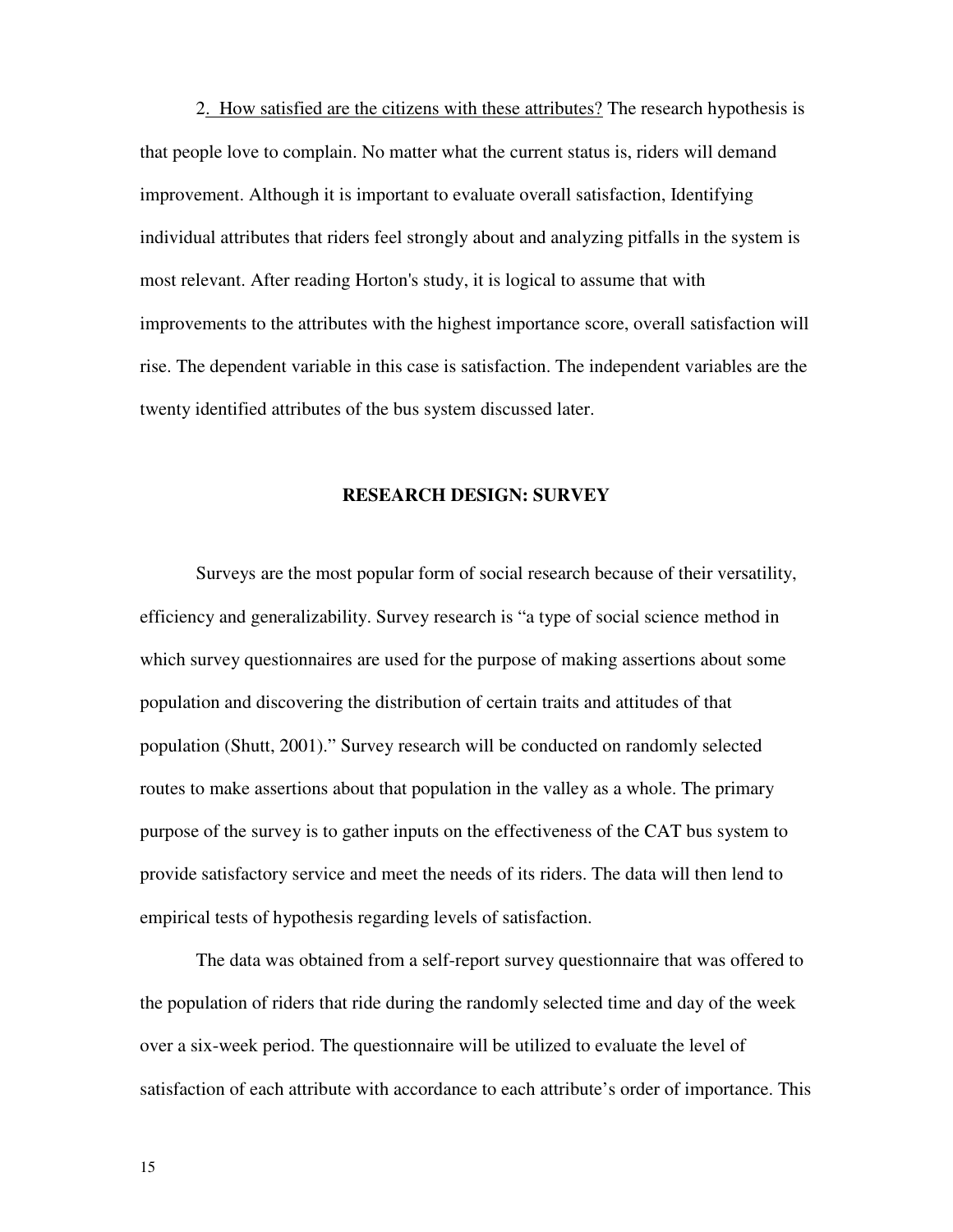2. How satisfied are the citizens with these attributes? The research hypothesis is that people love to complain. No matter what the current status is, riders will demand improvement. Although it is important to evaluate overall satisfaction, Identifying individual attributes that riders feel strongly about and analyzing pitfalls in the system is most relevant. After reading Horton's study, it is logical to assume that with improvements to the attributes with the highest importance score, overall satisfaction will rise. The dependent variable in this case is satisfaction. The independent variables are the twenty identified attributes of the bus system discussed later.

## RESEARCH DESIGN: SURVEY

Surveys are the most popular form of social research because of their versatility, efficiency and generalizability. Survey research is "a type of social science method in which survey questionnaires are used for the purpose of making assertions about some population and discovering the distribution of certain traits and attitudes of that population (Shutt, 2001)." Survey research will be conducted on randomly selected routes to make assertions about that population in the valley as a whole. The primary purpose of the survey is to gather inputs on the effectiveness of the CAT bus system to provide satisfactory service and meet the needs of its riders. The data will then lend to empirical tests of hypothesis regarding levels of satisfaction.

The data was obtained from a self-report survey questionnaire that was offered to the population of riders that ride during the randomly selected time and day of the week over a six-week period. The questionnaire will be utilized to evaluate the level of satisfaction of each attribute with accordance to each attribute's order of importance. This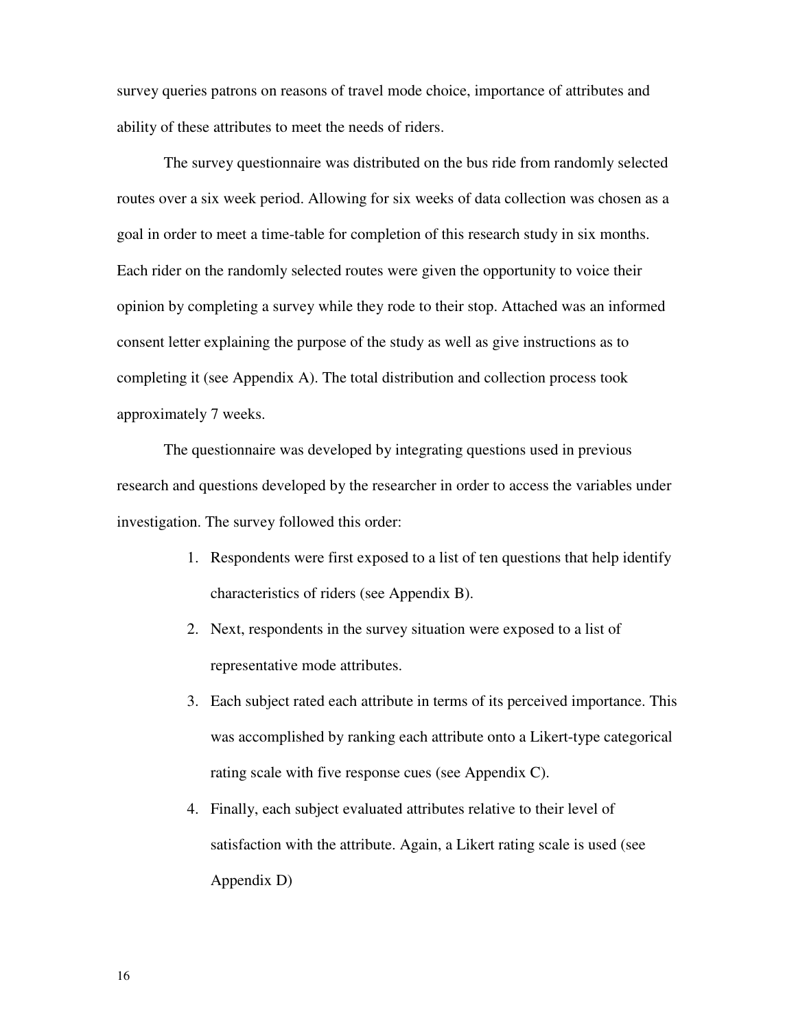survey queries patrons on reasons of travel mode choice, importance of attributes and ability of these attributes to meet the needs of riders.

The survey questionnaire was distributed on the bus ride from randomly selected routes over a six week period. Allowing for six weeks of data collection was chosen as a goal in order to meet a time-table for completion of this research study in six months. Each rider on the randomly selected routes were given the opportunity to voice their opinion by completing a survey while they rode to their stop. Attached was an informed consent letter explaining the purpose of the study as well as give instructions as to completing it (see Appendix A). The total distribution and collection process took approximately 7 weeks.

The questionnaire was developed by integrating questions used in previous research and questions developed by the researcher in order to access the variables under investigation. The survey followed this order:

1. Respondents were first exposed to a list of ten questions that help identify characteristics of riders (see Appendix B).
2. Next, respondents in the survey situation were exposed to a list of representative mode attributes.
3. Each subject rated each attribute in terms of its perceived importance. This was accomplished by ranking each attribute onto a Likert-type categorical rating scale with five response cues (see Appendix C).
4. Finally, each subject evaluated attributes relative to their level of satisfaction with the attribute. Again, a Likert rating scale is used (see Appendix D)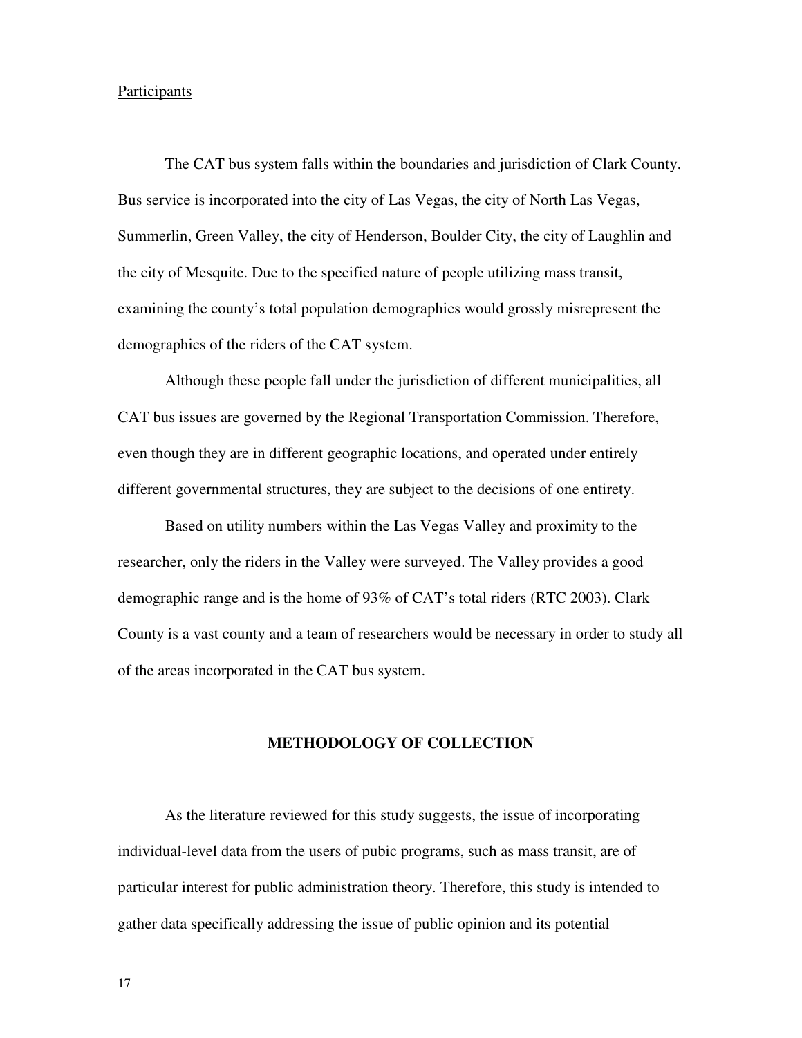Participants

The CAT bus system falls within the boundaries and jurisdiction of Clark County. Bus service is incorporated into the city of Las Vegas, the city of North Las Vegas, Summerlin, Green Valley, the city of Henderson, Boulder City, the city of Laughlin and the city of Mesquite. Due to the specified nature of people utilizing mass transit, examining the county's total population demographics would grossly misrepresent the demographics of the riders of the CAT system.

Although these people fall under the jurisdiction of different municipalities, all CAT bus issues are governed by the Regional Transportation Commission. Therefore, even though they are in different geographic locations, and operated under entirely different governmental structures, they are subject to the decisions of one entirety.

Based on utility numbers within the Las Vegas Valley and proximity to the researcher, only the riders in the Valley were surveyed. The Valley provides a good demographic range and is the home of 93% of CAT's total riders (RTC 2003). Clark County is a vast county and a team of researchers would be necessary in order to study all of the areas incorporated in the CAT bus system.

## METHODOLOGY OF COLLECTION

As the literature reviewed for this study suggests, the issue of incorporating individual-level data from the users of pubic programs, such as mass transit, are of particular interest for public administration theory. Therefore, this study is intended to gather data specifically addressing the issue of public opinion and its potential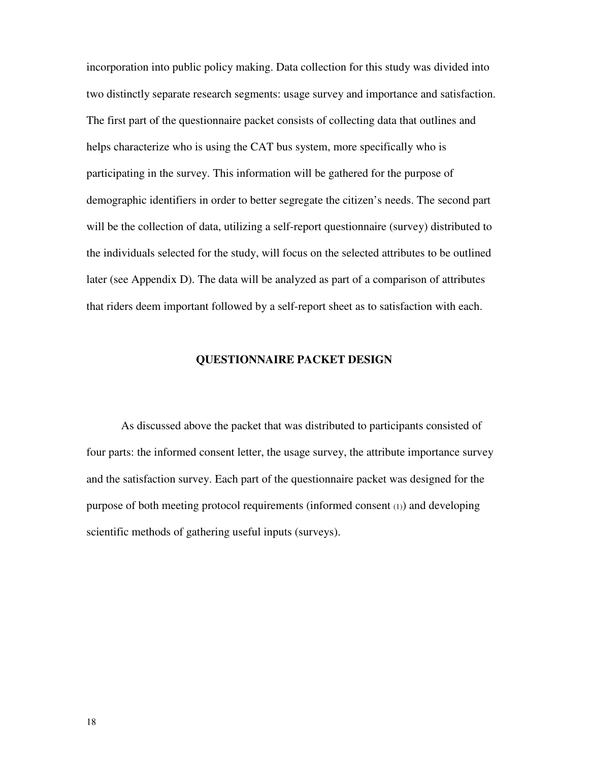incorporation into public policy making. Data collection for this study was divided into two distinctly separate research segments: usage survey and importance and satisfaction. The first part of the questionnaire packet consists of collecting data that outlines and helps characterize who is using the CAT bus system, more specifically who is participating in the survey. This information will be gathered for the purpose of demographic identifiers in order to better segregate the citizen's needs. The second part will be the collection of data, utilizing a self-report questionnaire (survey) distributed to the individuals selected for the study, will focus on the selected attributes to be outlined later (see Appendix D). The data will be analyzed as part of a comparison of attributes that riders deem important followed by a self-report sheet as to satisfaction with each.

## QUESTIONNAIRE PACKET DESIGN

As discussed above the packet that was distributed to participants consisted of four parts: the informed consent letter, the usage survey, the attribute importance survey and the satisfaction survey. Each part of the questionnaire packet was designed for the purpose of both meeting protocol requirements (informed consent (1)) and developing scientific methods of gathering useful inputs (surveys).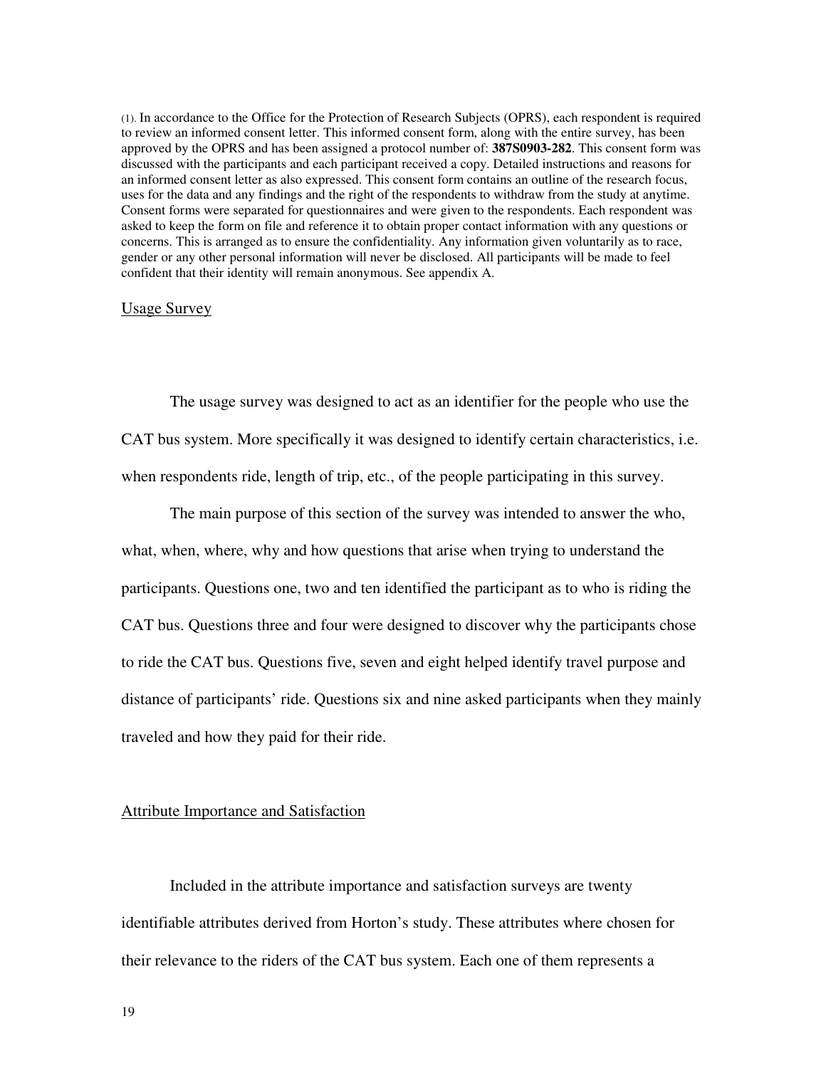(1). In accordance to the Office for the Protection of Research Subjects (OPRS), each respondent is required to review an informed consent letter. This informed consent form, along with the entire survey, has been approved by the OPRS and has been assigned a protocol number of: **387S0903-282**. This consent form was discussed with the participants and each participant received a copy. Detailed instructions and reasons for an informed consent letter as also expressed. This consent form contains an outline of the research focus, uses for the data and any findings and the right of the respondents to withdraw from the study at anytime. Consent forms were separated for questionnaires and were given to the respondents. Each respondent was asked to keep the form on file and reference it to obtain proper contact information with any questions or concerns. This is arranged as to ensure the confidentiality. Any information given voluntarily as to race, gender or any other personal information will never be disclosed. All participants will be made to feel confident that their identity will remain anonymous. See appendix A.

<u>Usage Survey</u>

The usage survey was designed to act as an identifier for the people who use the CAT bus system. More specifically it was designed to identify certain characteristics, i.e. when respondents ride, length of trip, etc., of the people participating in this survey.

The main purpose of this section of the survey was intended to answer the who, what, when, where, why and how questions that arise when trying to understand the participants. Questions one, two and ten identified the participant as to who is riding the CAT bus. Questions three and four were designed to discover why the participants chose to ride the CAT bus. Questions five, seven and eight helped identify travel purpose and distance of participants' ride. Questions six and nine asked participants when they mainly traveled and how they paid for their ride.

<u>Attribute Importance and Satisfaction</u>

Included in the attribute importance and satisfaction surveys are twenty identifiable attributes derived from Horton's study. These attributes where chosen for their relevance to the riders of the CAT bus system. Each one of them represents a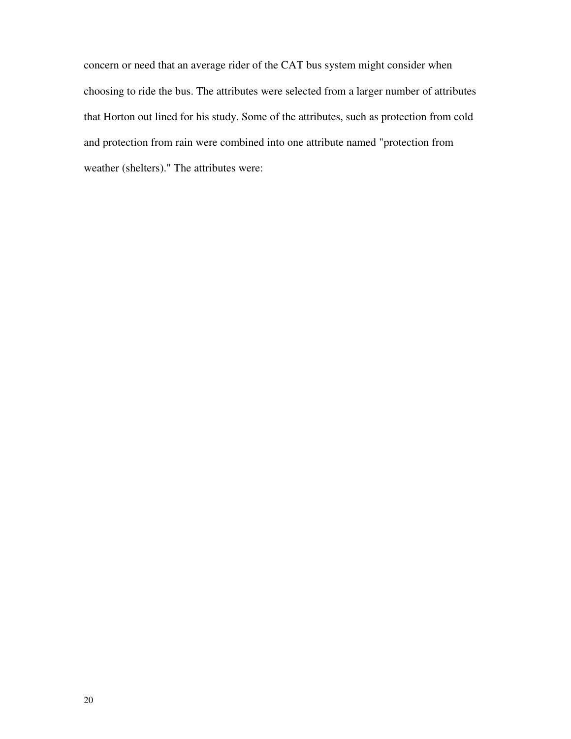concern or need that an average rider of the CAT bus system might consider when choosing to ride the bus. The attributes were selected from a larger number of attributes that Horton out lined for his study. Some of the attributes, such as protection from cold and protection from rain were combined into one attribute named "protection from weather (shelters)." The attributes were: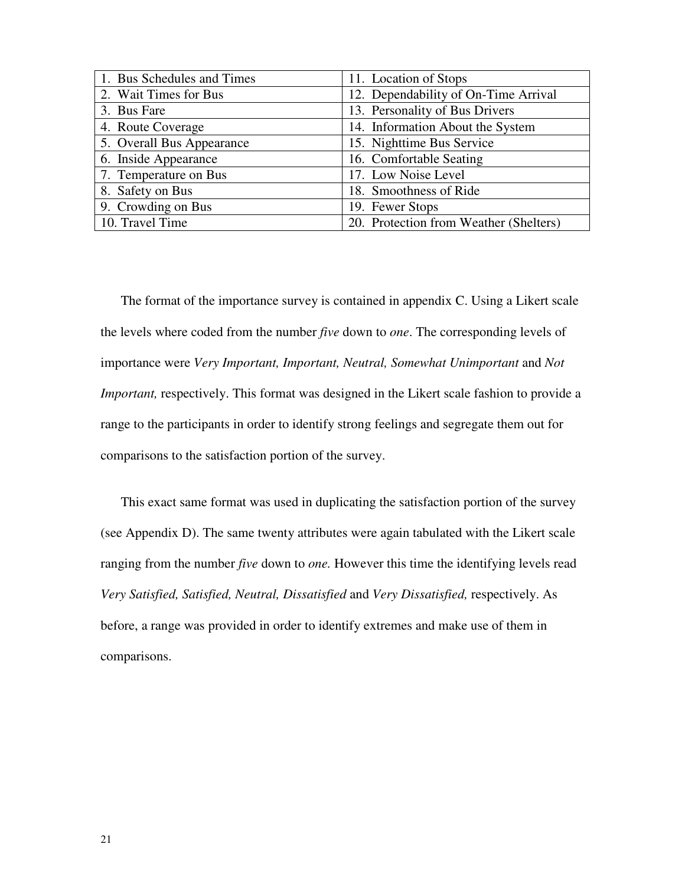| 1. Bus Schedules and Times | 11. Location of Stops |
| --- | --- |
| 2. Wait Times for Bus | 12. Dependability of On-Time Arrival |
| 3. Bus Fare | 13. Personality of Bus Drivers |
| 4. Route Coverage | 14. Information About the System |
| 5. Overall Bus Appearance | 15. Nighttime Bus Service |
| 6. Inside Appearance | 16. Comfortable Seating |
| 7. Temperature on Bus | 17. Low Noise Level |
| 8. Safety on Bus | 18. Smoothness of Ride |
| 9. Crowding on Bus | 19. Fewer Stops |
| 10. Travel Time | 20. Protection from Weather (Shelters) |

The format of the importance survey is contained in appendix C. Using a Likert scale the levels where coded from the number *five* down to *one*. The corresponding levels of importance were *Very Important, Important, Neutral, Somewhat Unimportant* and *Not Important,* respectively. This format was designed in the Likert scale fashion to provide a range to the participants in order to identify strong feelings and segregate them out for comparisons to the satisfaction portion of the survey.

This exact same format was used in duplicating the satisfaction portion of the survey (see Appendix D). The same twenty attributes were again tabulated with the Likert scale ranging from the number *five* down to *one.* However this time the identifying levels read *Very Satisfied, Satisfied, Neutral, Dissatisfied* and *Very Dissatisfied,* respectively. As before, a range was provided in order to identify extremes and make use of them in comparisons.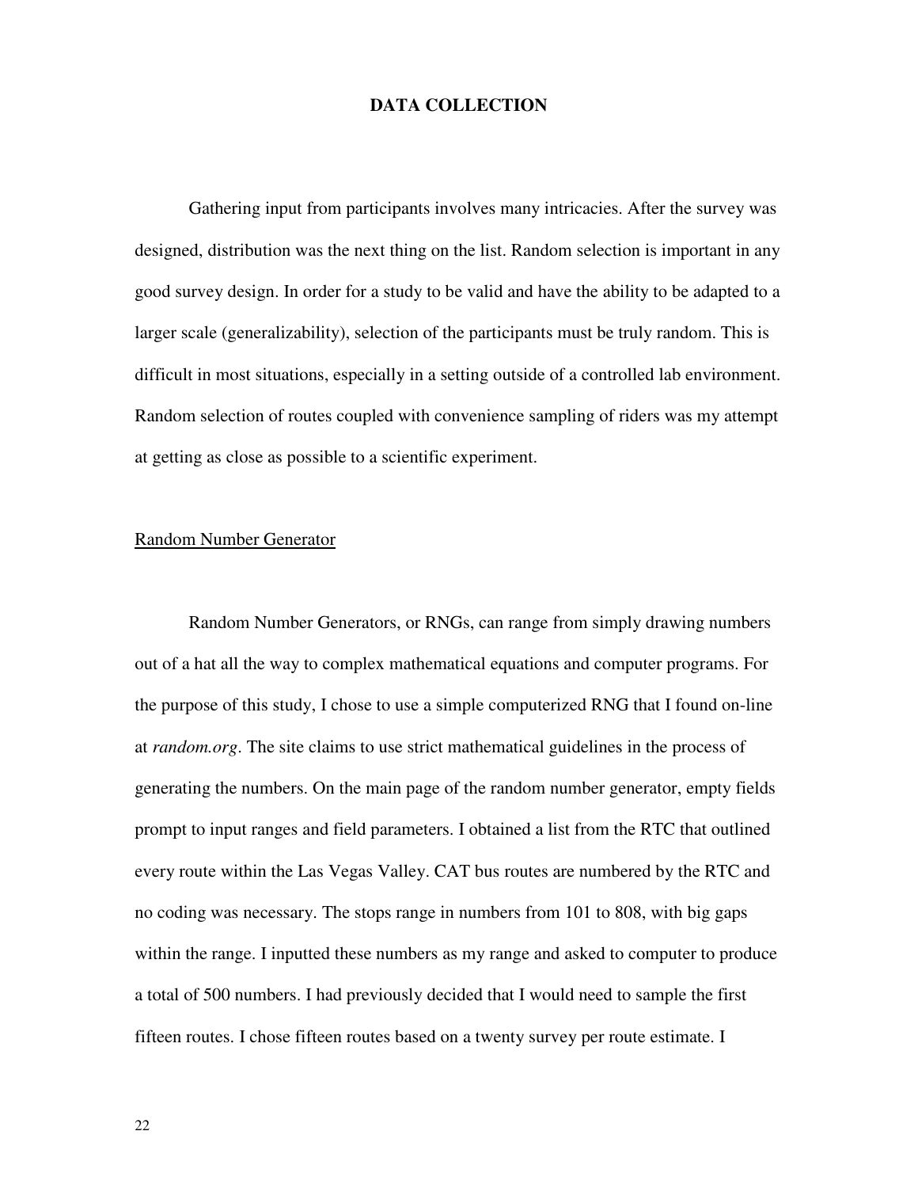# DATA COLLECTION

Gathering input from participants involves many intricacies. After the survey was designed, distribution was the next thing on the list. Random selection is important in any good survey design. In order for a study to be valid and have the ability to be adapted to a larger scale (generalizability), selection of the participants must be truly random. This is difficult in most situations, especially in a setting outside of a controlled lab environment. Random selection of routes coupled with convenience sampling of riders was my attempt at getting as close as possible to a scientific experiment.

## Random Number Generator

Random Number Generators, or RNGs, can range from simply drawing numbers out of a hat all the way to complex mathematical equations and computer programs. For the purpose of this study, I chose to use a simple computerized RNG that I found on-line at *random.org*. The site claims to use strict mathematical guidelines in the process of generating the numbers. On the main page of the random number generator, empty fields prompt to input ranges and field parameters. I obtained a list from the RTC that outlined every route within the Las Vegas Valley. CAT bus routes are numbered by the RTC and no coding was necessary. The stops range in numbers from 101 to 808, with big gaps within the range. I inputted these numbers as my range and asked to computer to produce a total of 500 numbers. I had previously decided that I would need to sample the first fifteen routes. I chose fifteen routes based on a twenty survey per route estimate. I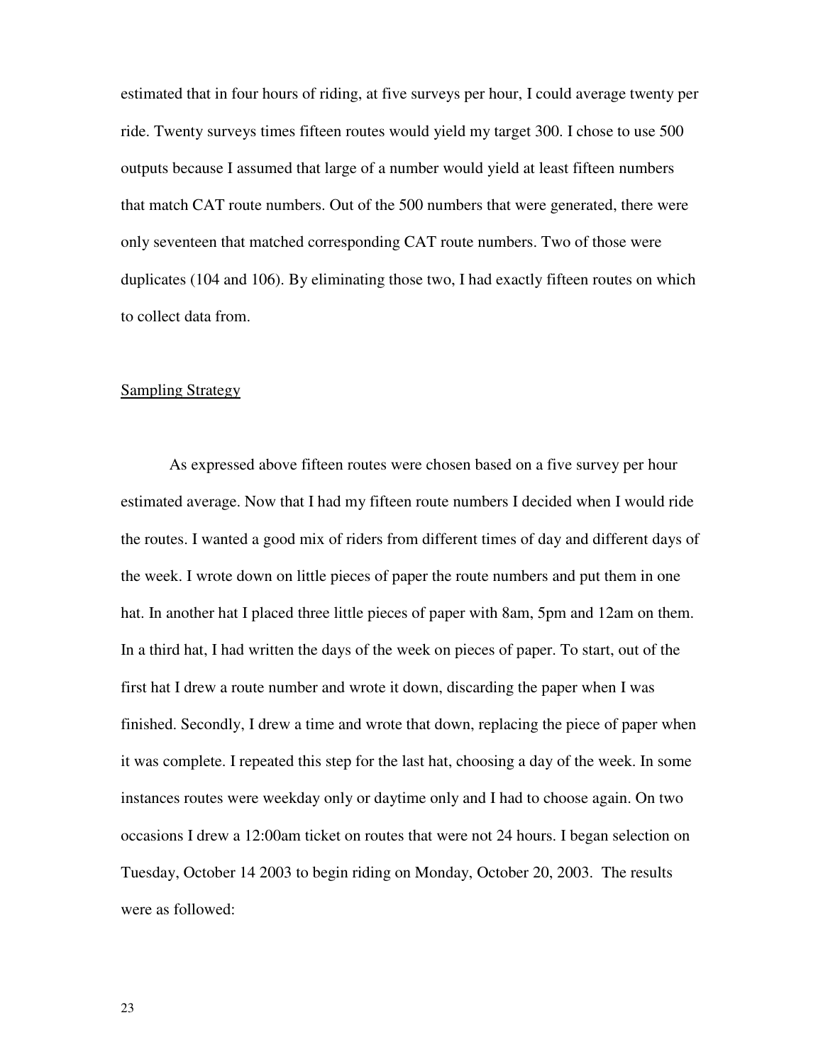estimated that in four hours of riding, at five surveys per hour, I could average twenty per ride. Twenty surveys times fifteen routes would yield my target 300. I chose to use 500 outputs because I assumed that large of a number would yield at least fifteen numbers that match CAT route numbers. Out of the 500 numbers that were generated, there were only seventeen that matched corresponding CAT route numbers. Two of those were duplicates (104 and 106). By eliminating those two, I had exactly fifteen routes on which to collect data from.

## Sampling Strategy

As expressed above fifteen routes were chosen based on a five survey per hour estimated average. Now that I had my fifteen route numbers I decided when I would ride the routes. I wanted a good mix of riders from different times of day and different days of the week. I wrote down on little pieces of paper the route numbers and put them in one hat. In another hat I placed three little pieces of paper with 8am, 5pm and 12am on them. In a third hat, I had written the days of the week on pieces of paper. To start, out of the first hat I drew a route number and wrote it down, discarding the paper when I was finished. Secondly, I drew a time and wrote that down, replacing the piece of paper when it was complete. I repeated this step for the last hat, choosing a day of the week. In some instances routes were weekday only or daytime only and I had to choose again. On two occasions I drew a 12:00am ticket on routes that were not 24 hours. I began selection on Tuesday, October 14 2003 to begin riding on Monday, October 20, 2003. The results were as followed: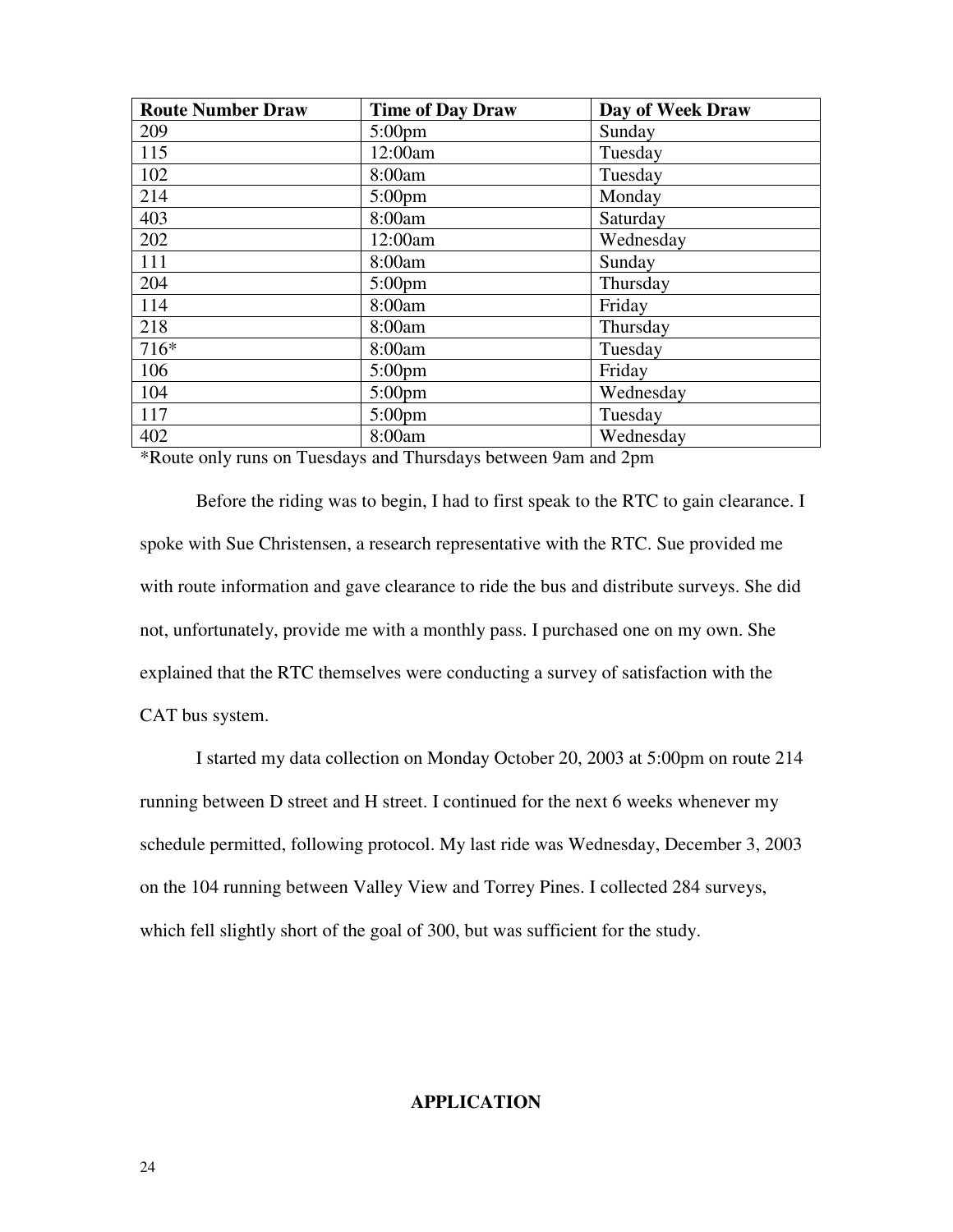| Route Number Draw | Time of Day Draw | Day of Week Draw |
|---|---|---|
| 209 | 5:00pm | Sunday |
| 115 | 12:00am | Tuesday |
| 102 | 8:00am | Tuesday |
| 214 | 5:00pm | Monday |
| 403 | 8:00am | Saturday |
| 202 | 12:00am | Wednesday |
| 111 | 8:00am | Sunday |
| 204 | 5:00pm | Thursday |
| 114 | 8:00am | Friday |
| 218 | 8:00am | Thursday |
| 716* | 8:00am | Tuesday |
| 106 | 5:00pm | Friday |
| 104 | 5:00pm | Wednesday |
| 117 | 5:00pm | Tuesday |
| 402 | 8:00am | Wednesday |

*Route only runs on Tuesdays and Thursdays between 9am and 2pm

Before the riding was to begin, I had to first speak to the RTC to gain clearance. I spoke with Sue Christensen, a research representative with the RTC. Sue provided me with route information and gave clearance to ride the bus and distribute surveys. She did not, unfortunately, provide me with a monthly pass. I purchased one on my own. She explained that the RTC themselves were conducting a survey of satisfaction with the CAT bus system.

I started my data collection on Monday October 20, 2003 at 5:00pm on route 214 running between D street and H street. I continued for the next 6 weeks whenever my schedule permitted, following protocol. My last ride was Wednesday, December 3, 2003 on the 104 running between Valley View and Torrey Pines. I collected 284 surveys, which fell slightly short of the goal of 300, but was sufficient for the study.

## APPLICATION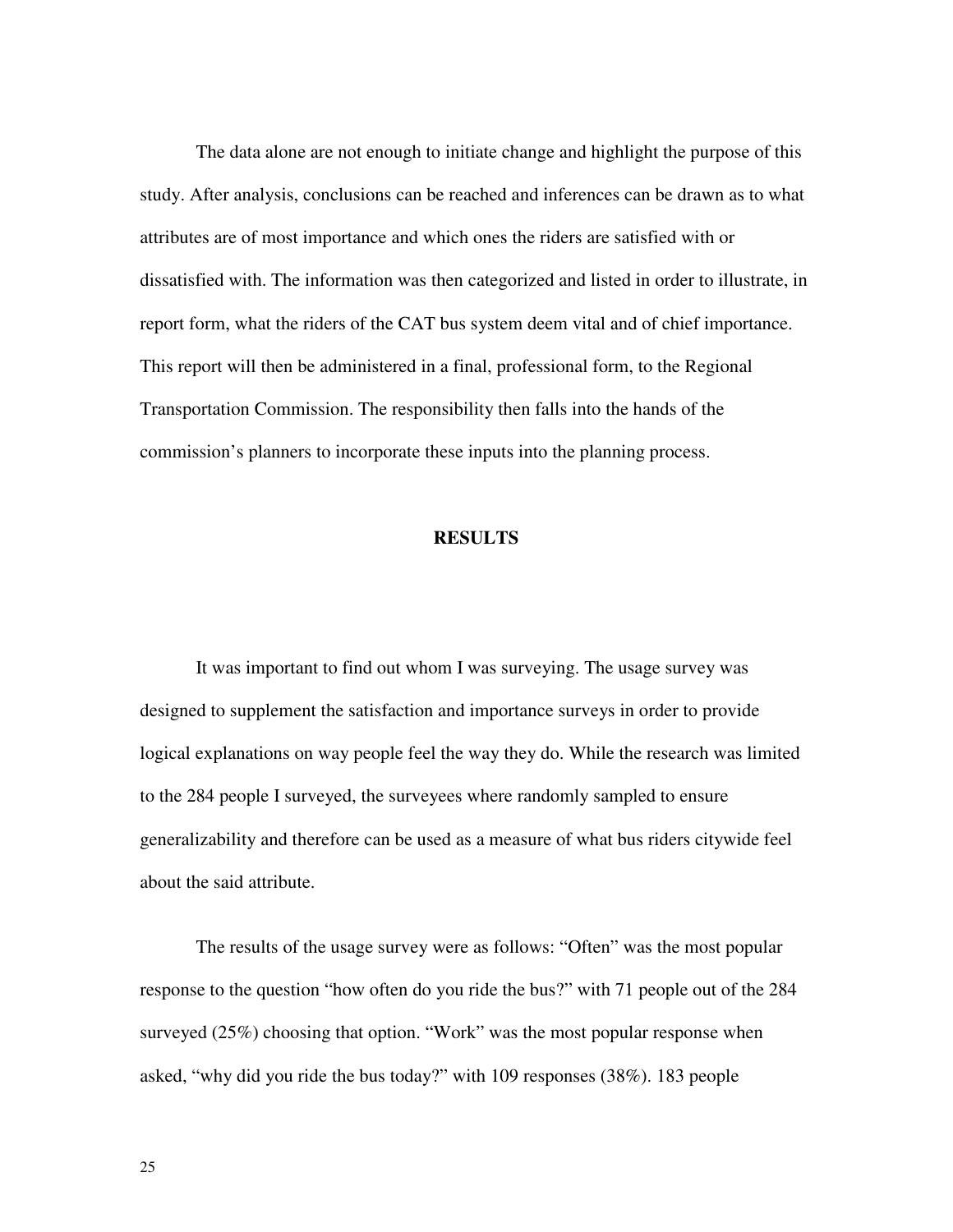The data alone are not enough to initiate change and highlight the purpose of this study. After analysis, conclusions can be reached and inferences can be drawn as to what attributes are of most importance and which ones the riders are satisfied with or dissatisfied with. The information was then categorized and listed in order to illustrate, in report form, what the riders of the CAT bus system deem vital and of chief importance. This report will then be administered in a final, professional form, to the Regional Transportation Commission. The responsibility then falls into the hands of the commission's planners to incorporate these inputs into the planning process.

## RESULTS

It was important to find out whom I was surveying. The usage survey was designed to supplement the satisfaction and importance surveys in order to provide logical explanations on way people feel the way they do. While the research was limited to the 284 people I surveyed, the surveyees where randomly sampled to ensure generalizability and therefore can be used as a measure of what bus riders citywide feel about the said attribute.

The results of the usage survey were as follows: "Often" was the most popular response to the question "how often do you ride the bus?" with 71 people out of the 284 surveyed (25%) choosing that option. "Work" was the most popular response when asked, "why did you ride the bus today?" with 109 responses (38%). 183 people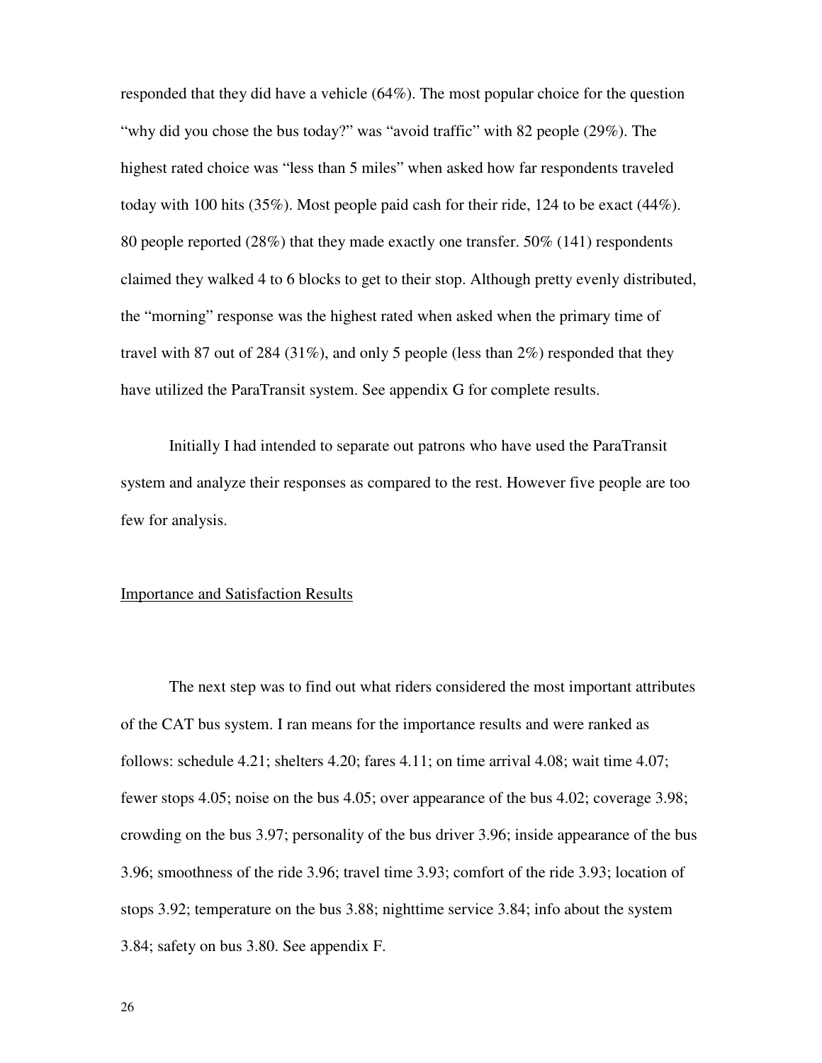responded that they did have a vehicle (64%). The most popular choice for the question "why did you chose the bus today?" was "avoid traffic" with 82 people (29%). The highest rated choice was "less than 5 miles" when asked how far respondents traveled today with 100 hits (35%). Most people paid cash for their ride, 124 to be exact (44%). 80 people reported (28%) that they made exactly one transfer. 50% (141) respondents claimed they walked 4 to 6 blocks to get to their stop. Although pretty evenly distributed, the "morning" response was the highest rated when asked when the primary time of travel with 87 out of 284 (31%), and only 5 people (less than 2%) responded that they have utilized the ParaTransit system. See appendix G for complete results.

Initially I had intended to separate out patrons who have used the ParaTransit system and analyze their responses as compared to the rest. However five people are too few for analysis.

## Importance and Satisfaction Results

The next step was to find out what riders considered the most important attributes of the CAT bus system. I ran means for the importance results and were ranked as follows: schedule 4.21; shelters 4.20; fares 4.11; on time arrival 4.08; wait time 4.07; fewer stops 4.05; noise on the bus 4.05; over appearance of the bus 4.02; coverage 3.98; crowding on the bus 3.97; personality of the bus driver 3.96; inside appearance of the bus 3.96; smoothness of the ride 3.96; travel time 3.93; comfort of the ride 3.93; location of stops 3.92; temperature on the bus 3.88; nighttime service 3.84; info about the system 3.84; safety on bus 3.80. See appendix F.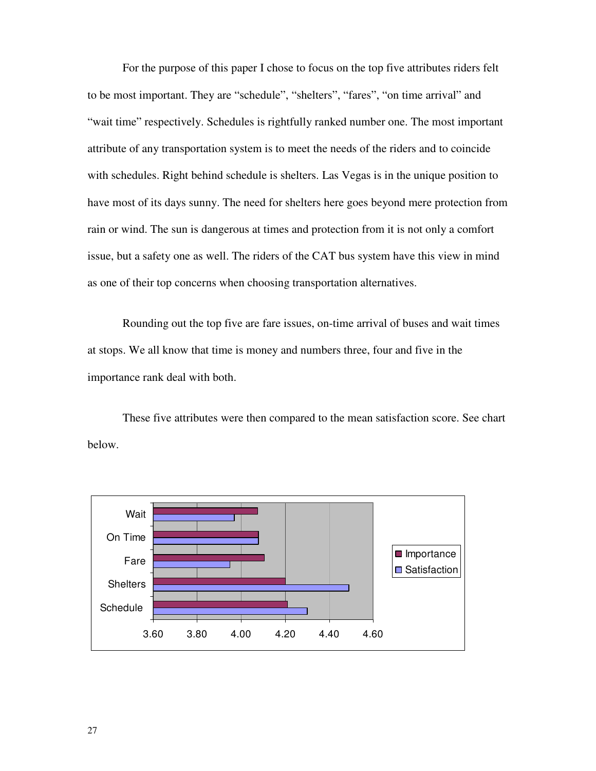For the purpose of this paper I chose to focus on the top five attributes riders felt to be most important. They are "schedule", "shelters", "fares", "on time arrival" and "wait time" respectively. Schedules is rightfully ranked number one. The most important attribute of any transportation system is to meet the needs of the riders and to coincide with schedules. Right behind schedule is shelters. Las Vegas is in the unique position to have most of its days sunny. The need for shelters here goes beyond mere protection from rain or wind. The sun is dangerous at times and protection from it is not only a comfort issue, but a safety one as well. The riders of the CAT bus system have this view in mind as one of their top concerns when choosing transportation alternatives.

Rounding out the top five are fare issues, on-time arrival of buses and wait times at stops. We all know that time is money and numbers three, four and five in the importance rank deal with both.

These five attributes were then compared to the mean satisfaction score. See chart below.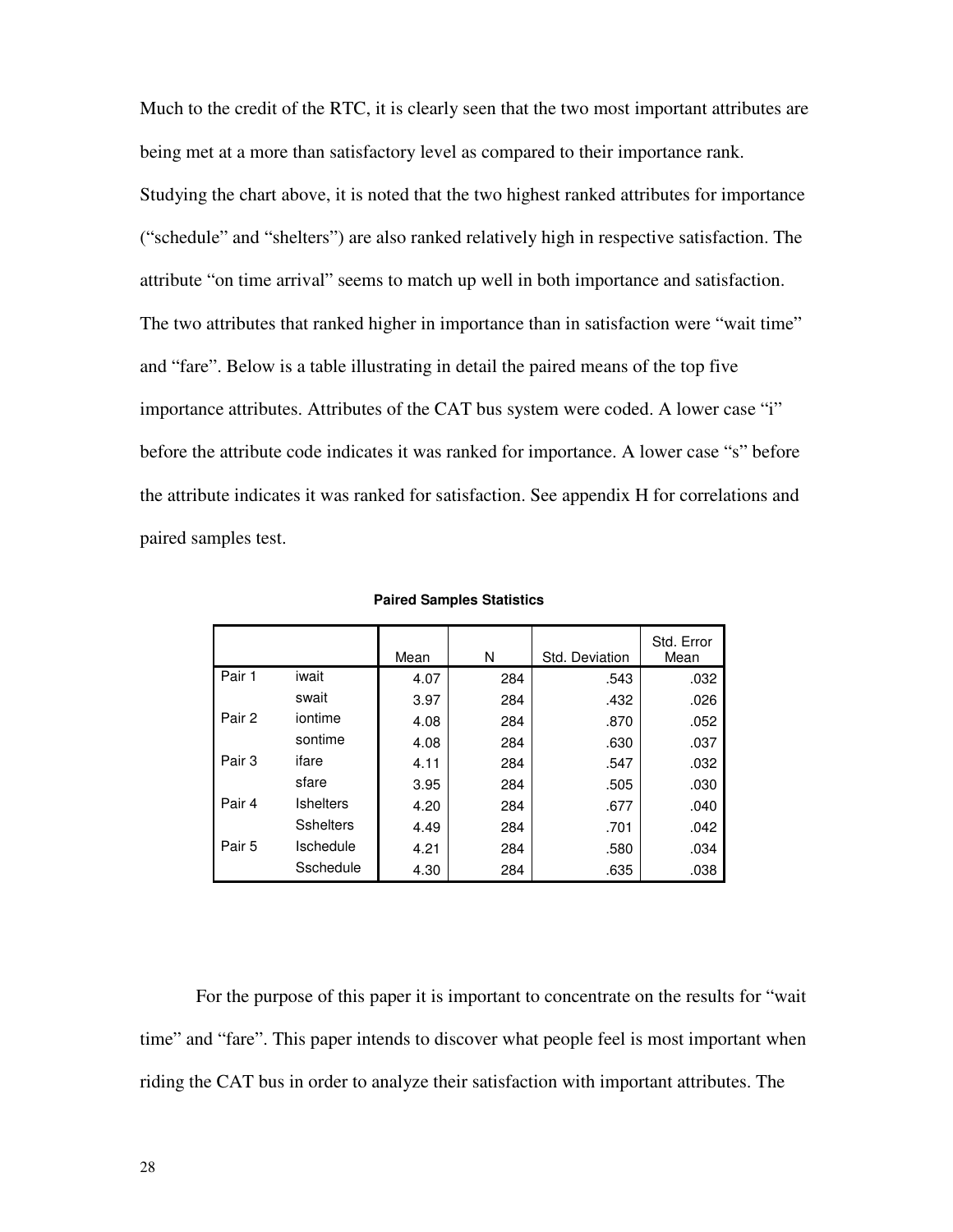Much to the credit of the RTC, it is clearly seen that the two most important attributes are being met at a more than satisfactory level as compared to their importance rank. Studying the chart above, it is noted that the two highest ranked attributes for importance ("schedule" and "shelters") are also ranked relatively high in respective satisfaction. The attribute "on time arrival" seems to match up well in both importance and satisfaction. The two attributes that ranked higher in importance than in satisfaction were "wait time" and "fare". Below is a table illustrating in detail the paired means of the top five importance attributes. Attributes of the CAT bus system were coded. A lower case "i" before the attribute code indicates it was ranked for importance. A lower case "s" before the attribute indicates it was ranked for satisfaction. See appendix H for correlations and paired samples test.

**Paired Samples Statistics**

| | | Mean | N | Std. Deviation | Std. Error Mean |
|---|---|---|---|---|---|
| Pair 1 | iwait | 4.07 | 284 | .543 | .032 |
| | swait | 3.97 | 284 | .432 | .026 |
| Pair 2 | iontime | 4.08 | 284 | .870 | .052 |
| | sontime | 4.08 | 284 | .630 | .037 |
| Pair 3 | ifare | 4.11 | 284 | .547 | .032 |
| | sfare | 3.95 | 284 | .505 | .030 |
| Pair 4 | Ishelters | 4.20 | 284 | .677 | .040 |
| | Sshelters | 4.49 | 284 | .701 | .042 |
| Pair 5 | Ischedule | 4.21 | 284 | .580 | .034 |
| | Sschedule | 4.30 | 284 | .635 | .038 |

For the purpose of this paper it is important to concentrate on the results for "wait time" and "fare". This paper intends to discover what people feel is most important when riding the CAT bus in order to analyze their satisfaction with important attributes. The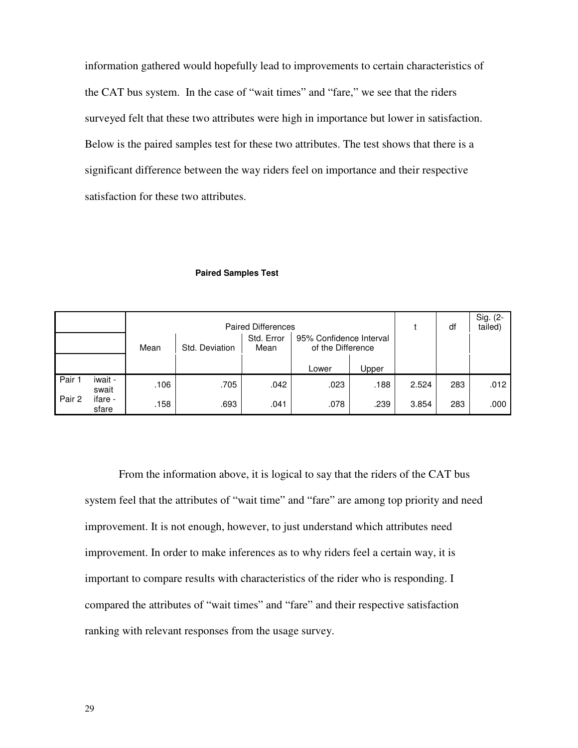information gathered would hopefully lead to improvements to certain characteristics of the CAT bus system. In the case of "wait times" and "fare," we see that the riders surveyed felt that these two attributes were high in importance but lower in satisfaction. Below is the paired samples test for these two attributes. The test shows that there is a significant difference between the way riders feel on importance and their respective satisfaction for these two attributes.

**Paired Samples Test**

| | | Paired Differences | | | | | t | df | Sig. (2-tailed) |
|---|---|---|---|---|---|---|---|---|---|
| | | Mean | Std. Deviation | Std. Error Mean | 95% Confidence Interval of the Difference | | | | |
| | | | | | Lower | Upper | | | |
| Pair 1 | iwait - swait | .106 | .705 | .042 | .023 | .188 | 2.524 | 283 | .012 |
| Pair 2 | ifare - sfare | .158 | .693 | .041 | .078 | .239 | 3.854 | 283 | .000 |

From the information above, it is logical to say that the riders of the CAT bus system feel that the attributes of "wait time" and "fare" are among top priority and need improvement. It is not enough, however, to just understand which attributes need improvement. In order to make inferences as to why riders feel a certain way, it is important to compare results with characteristics of the rider who is responding. I compared the attributes of "wait times" and "fare" and their respective satisfaction ranking with relevant responses from the usage survey.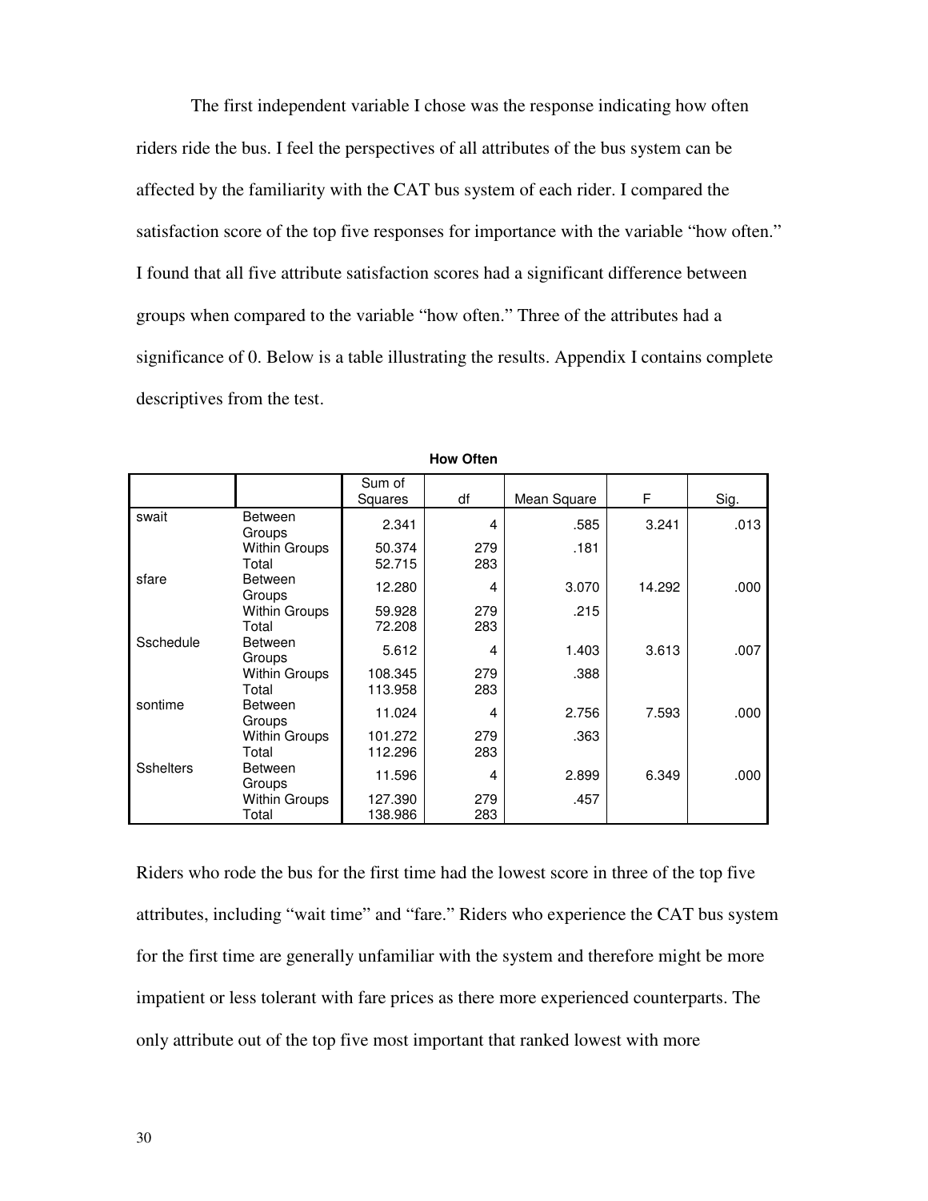The first independent variable I chose was the response indicating how often riders ride the bus. I feel the perspectives of all attributes of the bus system can be affected by the familiarity with the CAT bus system of each rider. I compared the satisfaction score of the top five responses for importance with the variable "how often." I found that all five attribute satisfaction scores had a significant difference between groups when compared to the variable "how often." Three of the attributes had a significance of 0. Below is a table illustrating the results. Appendix I contains complete descriptives from the test.

**How Often**

| | | Sum of Squares | df | Mean Square | F | Sig. |
|---|---|---|---|---|---|---|
| swait | Between Groups | 2.341 | 4 | .585 | 3.241 | .013 |
| | Within Groups | 50.374 | 279 | .181 | | |
| | Total | 52.715 | 283 | | | |
| sfare | Between Groups | 12.280 | 4 | 3.070 | 14.292 | .000 |
| | Within Groups | 59.928 | 279 | .215 | | |
| | Total | 72.208 | 283 | | | |
| Sschedule | Between Groups | 5.612 | 4 | 1.403 | 3.613 | .007 |
| | Within Groups | 108.345 | 279 | .388 | | |
| | Total | 113.958 | 283 | | | |
| sontime | Between Groups | 11.024 | 4 | 2.756 | 7.593 | .000 |
| | Within Groups | 101.272 | 279 | .363 | | |
| | Total | 112.296 | 283 | | | |
| Sshelters | Between Groups | 11.596 | 4 | 2.899 | 6.349 | .000 |
| | Within Groups | 127.390 | 279 | .457 | | |
| | Total | 138.986 | 283 | | | |

Riders who rode the bus for the first time had the lowest score in three of the top five attributes, including "wait time" and "fare." Riders who experience the CAT bus system for the first time are generally unfamiliar with the system and therefore might be more impatient or less tolerant with fare prices as there more experienced counterparts. The only attribute out of the top five most important that ranked lowest with more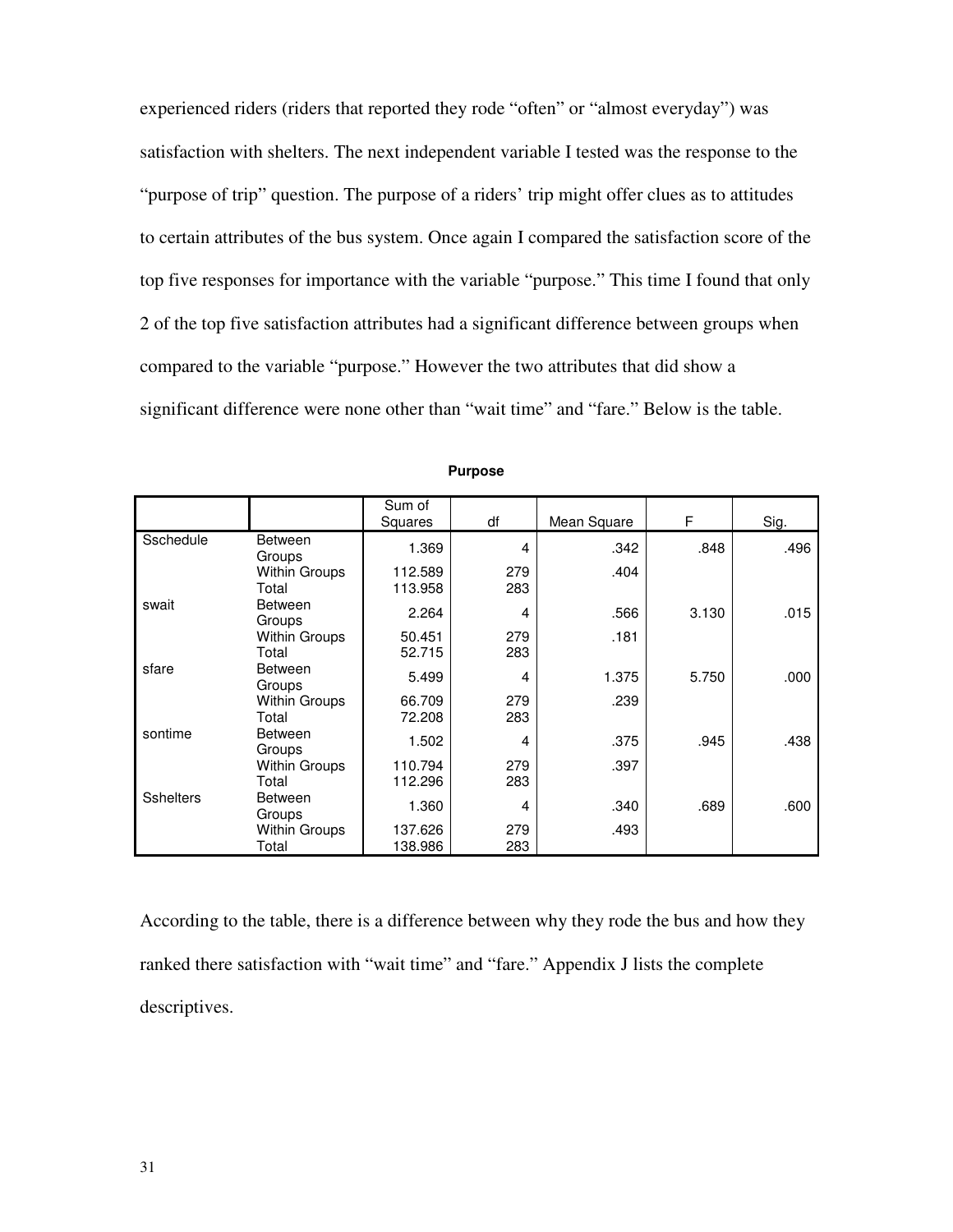experienced riders (riders that reported they rode “often” or “almost everyday”) was satisfaction with shelters. The next independent variable I tested was the response to the “purpose of trip” question. The purpose of a riders’ trip might offer clues as to attitudes to certain attributes of the bus system. Once again I compared the satisfaction score of the top five responses for importance with the variable “purpose.” This time I found that only 2 of the top five satisfaction attributes had a significant difference between groups when compared to the variable “purpose.” However the two attributes that did show a significant difference were none other than “wait time” and “fare.” Below is the table.

**Purpose**

| | | Sum of Squares | df | Mean Square | F | Sig. |
|---|---|---|---|---|---|---|
| Sschedule | Between Groups | 1.369 | 4 | .342 | .848 | .496 |
| | Within Groups | 112.589 | 279 | .404 | | |
| | Total | 113.958 | 283 | | | |
| swait | Between Groups | 2.264 | 4 | .566 | 3.130 | .015 |
| | Within Groups | 50.451 | 279 | .181 | | |
| | Total | 52.715 | 283 | | | |
| sfare | Between Groups | 5.499 | 4 | 1.375 | 5.750 | .000 |
| | Within Groups | 66.709 | 279 | .239 | | |
| | Total | 72.208 | 283 | | | |
| sontime | Between Groups | 1.502 | 4 | .375 | .945 | .438 |
| | Within Groups | 110.794 | 279 | .397 | | |
| | Total | 112.296 | 283 | | | |
| Sshelters | Between Groups | 1.360 | 4 | .340 | .689 | .600 |
| | Within Groups | 137.626 | 279 | .493 | | |
| | Total | 138.986 | 283 | | | |

According to the table, there is a difference between why they rode the bus and how they ranked there satisfaction with “wait time” and “fare.” Appendix J lists the complete descriptives.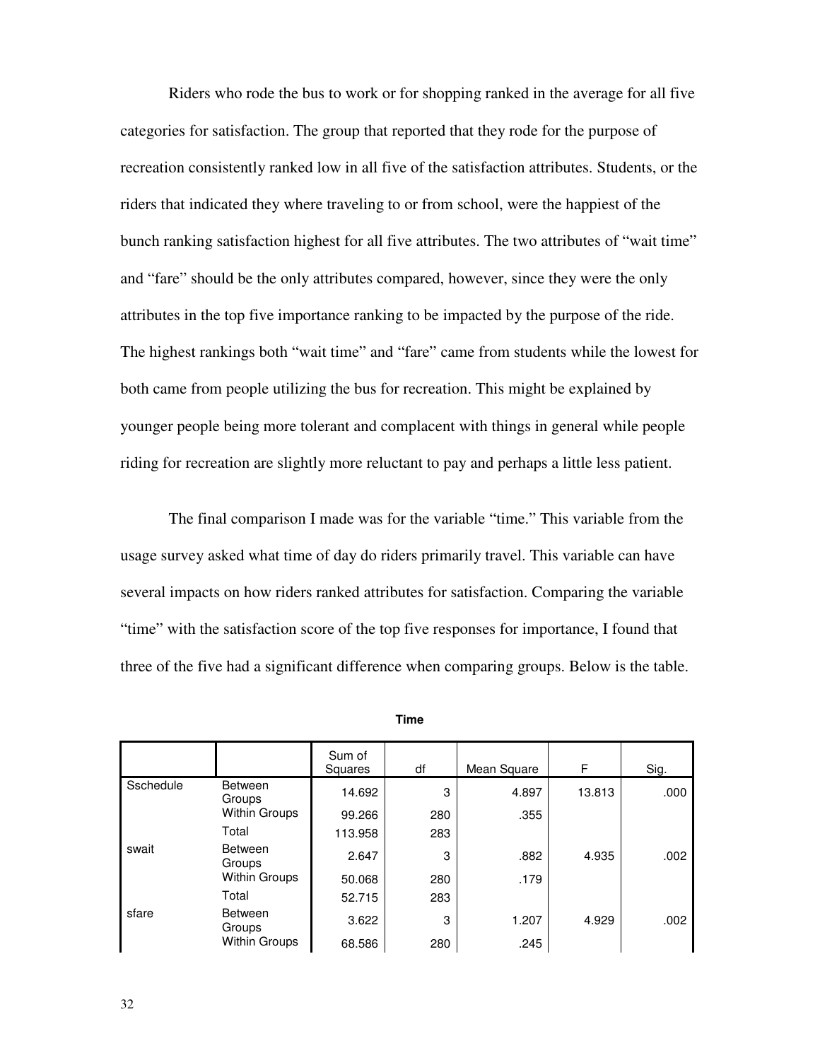Riders who rode the bus to work or for shopping ranked in the average for all five categories for satisfaction. The group that reported that they rode for the purpose of recreation consistently ranked low in all five of the satisfaction attributes. Students, or the riders that indicated they where traveling to or from school, were the happiest of the bunch ranking satisfaction highest for all five attributes. The two attributes of "wait time" and "fare" should be the only attributes compared, however, since they were the only attributes in the top five importance ranking to be impacted by the purpose of the ride. The highest rankings both "wait time" and "fare" came from students while the lowest for both came from people utilizing the bus for recreation. This might be explained by younger people being more tolerant and complacent with things in general while people riding for recreation are slightly more reluctant to pay and perhaps a little less patient.

The final comparison I made was for the variable "time." This variable from the usage survey asked what time of day do riders primarily travel. This variable can have several impacts on how riders ranked attributes for satisfaction. Comparing the variable "time" with the satisfaction score of the top five responses for importance, I found that three of the five had a significant difference when comparing groups. Below is the table.

**Time**

| | | Sum of Squares | df | Mean Square | F | Sig. |
|---|---|---|---|---|---|---|
| Sschedule | Between Groups | 14.692 | 3 | 4.897 | 13.813 | .000 |
| | Within Groups | 99.266 | 280 | .355 | | |
| | Total | 113.958 | 283 | | | |
| swait | Between Groups | 2.647 | 3 | .882 | 4.935 | .002 |
| | Within Groups | 50.068 | 280 | .179 | | |
| | Total | 52.715 | 283 | | | |
| sfare | Between Groups | 3.622 | 3 | 1.207 | 4.929 | .002 |
| | Within Groups | 68.586 | 280 | .245 | | |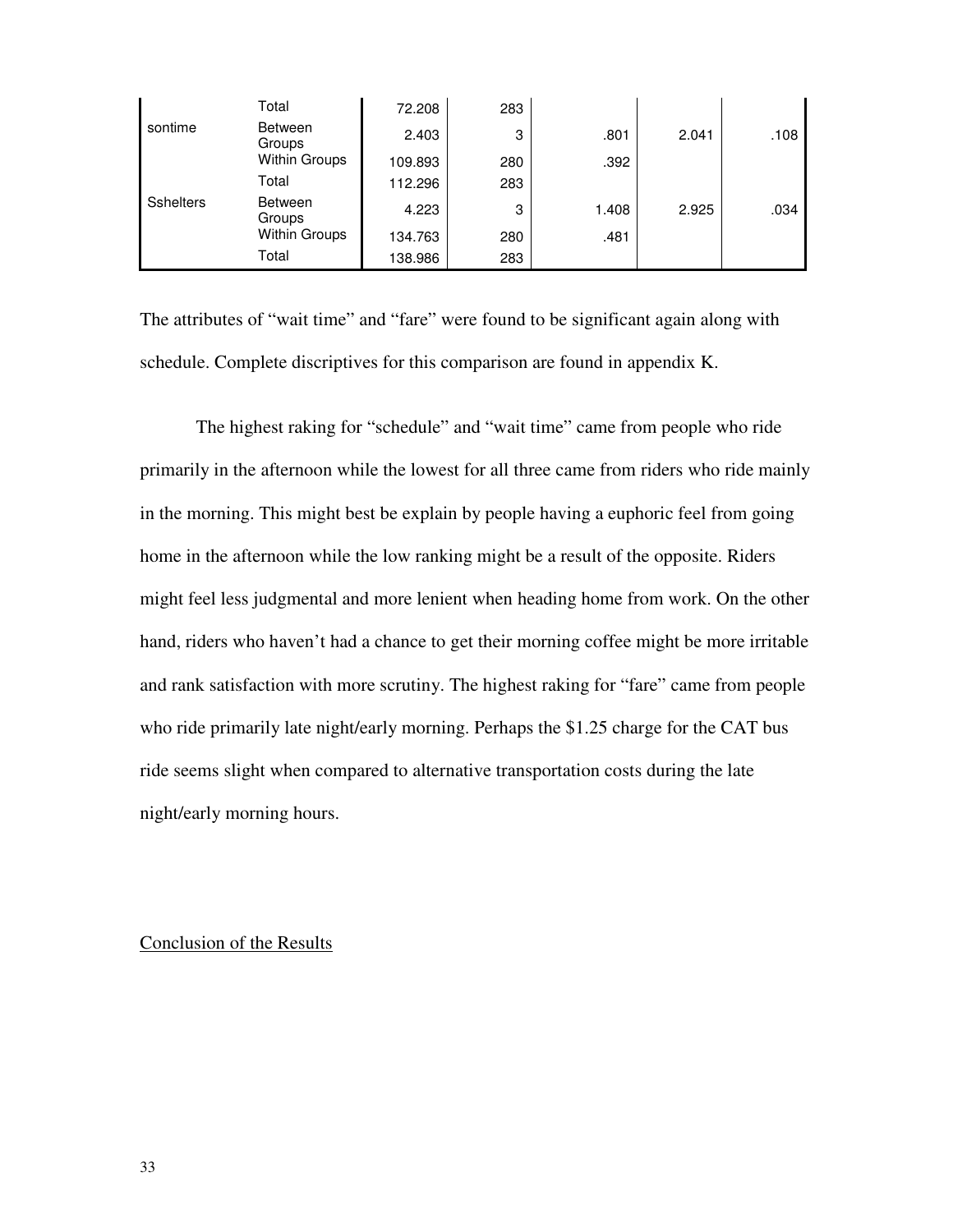| | | | | | | |
|---|---|---|---|---|---|---|
| | Total | 72.208 | 283 | | | |
| sontime | Between Groups | 2.403 | 3 | .801 | 2.041 | .108 |
| | Within Groups | 109.893 | 280 | .392 | | |
| | Total | 112.296 | 283 | | | |
| Sshelters | Between Groups | 4.223 | 3 | 1.408 | 2.925 | .034 |
| | Within Groups | 134.763 | 280 | .481 | | |
| | Total | 138.986 | 283 | | | |

The attributes of "wait time" and "fare" were found to be significant again along with schedule. Complete discriptives for this comparison are found in appendix K.

The highest raking for "schedule" and "wait time" came from people who ride primarily in the afternoon while the lowest for all three came from riders who ride mainly in the morning. This might best be explain by people having a euphoric feel from going home in the afternoon while the low ranking might be a result of the opposite. Riders might feel less judgmental and more lenient when heading home from work. On the other hand, riders who haven't had a chance to get their morning coffee might be more irritable and rank satisfaction with more scrutiny. The highest raking for "fare" came from people who ride primarily late night/early morning. Perhaps the $1.25 charge for the CAT bus ride seems slight when compared to alternative transportation costs during the late night/early morning hours.

<u>Conclusion of the Results</u>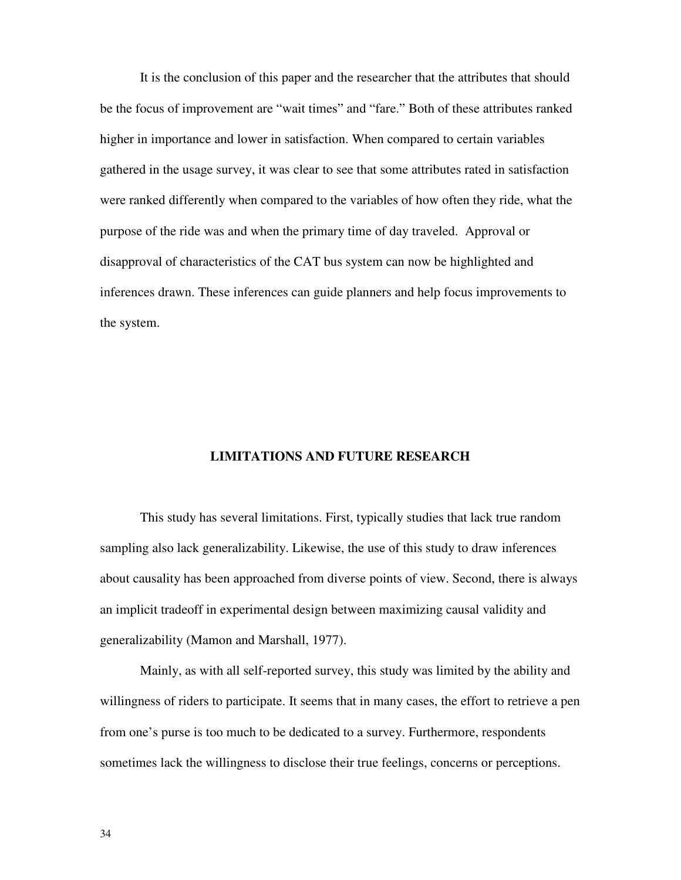It is the conclusion of this paper and the researcher that the attributes that should be the focus of improvement are "wait times" and "fare." Both of these attributes ranked higher in importance and lower in satisfaction. When compared to certain variables gathered in the usage survey, it was clear to see that some attributes rated in satisfaction were ranked differently when compared to the variables of how often they ride, what the purpose of the ride was and when the primary time of day traveled. Approval or disapproval of characteristics of the CAT bus system can now be highlighted and inferences drawn. These inferences can guide planners and help focus improvements to the system.

## LIMITATIONS AND FUTURE RESEARCH

This study has several limitations. First, typically studies that lack true random sampling also lack generalizability. Likewise, the use of this study to draw inferences about causality has been approached from diverse points of view. Second, there is always an implicit tradeoff in experimental design between maximizing causal validity and generalizability (Mamon and Marshall, 1977).

Mainly, as with all self-reported survey, this study was limited by the ability and willingness of riders to participate. It seems that in many cases, the effort to retrieve a pen from one's purse is too much to be dedicated to a survey. Furthermore, respondents sometimes lack the willingness to disclose their true feelings, concerns or perceptions.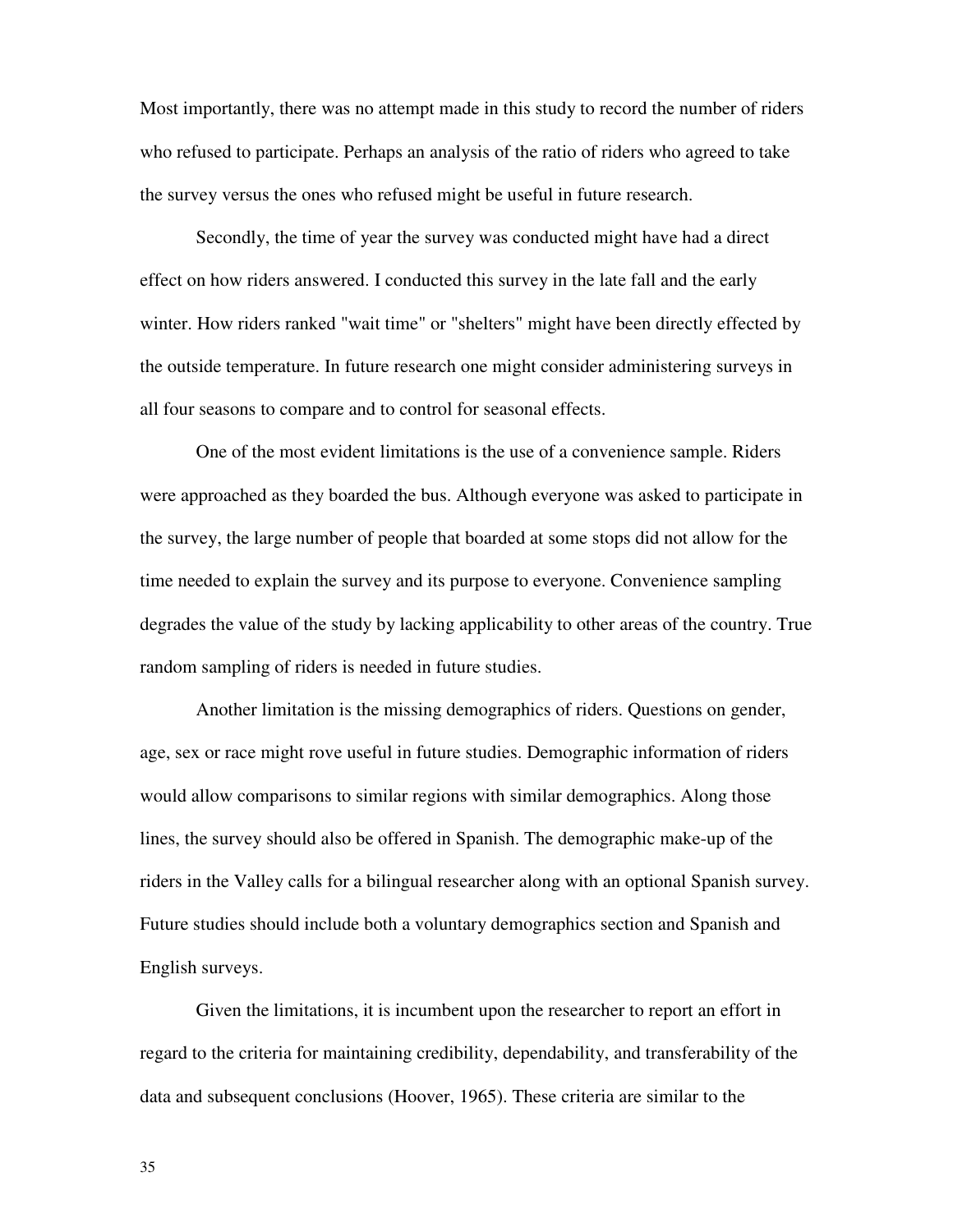Most importantly, there was no attempt made in this study to record the number of riders who refused to participate. Perhaps an analysis of the ratio of riders who agreed to take the survey versus the ones who refused might be useful in future research.

Secondly, the time of year the survey was conducted might have had a direct effect on how riders answered. I conducted this survey in the late fall and the early winter. How riders ranked "wait time" or "shelters" might have been directly effected by the outside temperature. In future research one might consider administering surveys in all four seasons to compare and to control for seasonal effects.

One of the most evident limitations is the use of a convenience sample. Riders were approached as they boarded the bus. Although everyone was asked to participate in the survey, the large number of people that boarded at some stops did not allow for the time needed to explain the survey and its purpose to everyone. Convenience sampling degrades the value of the study by lacking applicability to other areas of the country. True random sampling of riders is needed in future studies.

Another limitation is the missing demographics of riders. Questions on gender, age, sex or race might rove useful in future studies. Demographic information of riders would allow comparisons to similar regions with similar demographics. Along those lines, the survey should also be offered in Spanish. The demographic make-up of the riders in the Valley calls for a bilingual researcher along with an optional Spanish survey. Future studies should include both a voluntary demographics section and Spanish and English surveys.

Given the limitations, it is incumbent upon the researcher to report an effort in regard to the criteria for maintaining credibility, dependability, and transferability of the data and subsequent conclusions (Hoover, 1965). These criteria are similar to the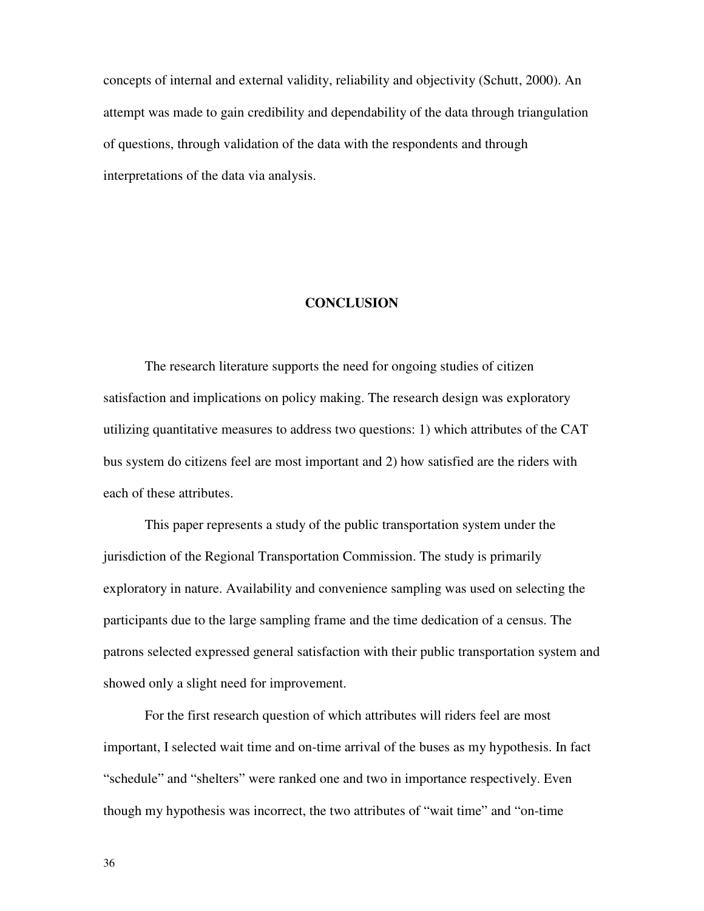concepts of internal and external validity, reliability and objectivity (Schutt, 2000). An attempt was made to gain credibility and dependability of the data through triangulation of questions, through validation of the data with the respondents and through interpretations of the data via analysis.

## CONCLUSION

The research literature supports the need for ongoing studies of citizen satisfaction and implications on policy making. The research design was exploratory utilizing quantitative measures to address two questions: 1) which attributes of the CAT bus system do citizens feel are most important and 2) how satisfied are the riders with each of these attributes.

This paper represents a study of the public transportation system under the jurisdiction of the Regional Transportation Commission. The study is primarily exploratory in nature. Availability and convenience sampling was used on selecting the participants due to the large sampling frame and the time dedication of a census. The patrons selected expressed general satisfaction with their public transportation system and showed only a slight need for improvement.

For the first research question of which attributes will riders feel are most important, I selected wait time and on-time arrival of the buses as my hypothesis. In fact "schedule" and "shelters" were ranked one and two in importance respectively. Even though my hypothesis was incorrect, the two attributes of "wait time" and "on-time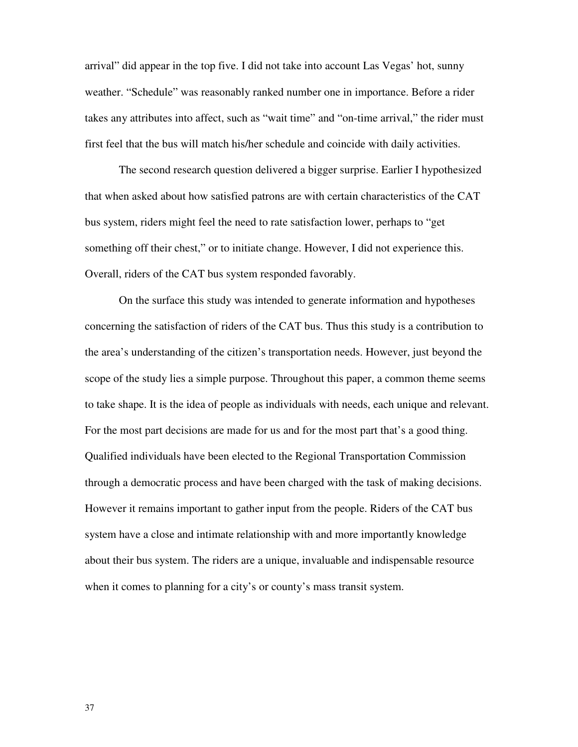arrival" did appear in the top five. I did not take into account Las Vegas' hot, sunny weather. "Schedule" was reasonably ranked number one in importance. Before a rider takes any attributes into affect, such as "wait time" and "on-time arrival," the rider must first feel that the bus will match his/her schedule and coincide with daily activities.

The second research question delivered a bigger surprise. Earlier I hypothesized that when asked about how satisfied patrons are with certain characteristics of the CAT bus system, riders might feel the need to rate satisfaction lower, perhaps to "get something off their chest," or to initiate change. However, I did not experience this. Overall, riders of the CAT bus system responded favorably.

On the surface this study was intended to generate information and hypotheses concerning the satisfaction of riders of the CAT bus. Thus this study is a contribution to the area's understanding of the citizen's transportation needs. However, just beyond the scope of the study lies a simple purpose. Throughout this paper, a common theme seems to take shape. It is the idea of people as individuals with needs, each unique and relevant. For the most part decisions are made for us and for the most part that's a good thing. Qualified individuals have been elected to the Regional Transportation Commission through a democratic process and have been charged with the task of making decisions. However it remains important to gather input from the people. Riders of the CAT bus system have a close and intimate relationship with and more importantly knowledge about their bus system. The riders are a unique, invaluable and indispensable resource when it comes to planning for a city's or county's mass transit system.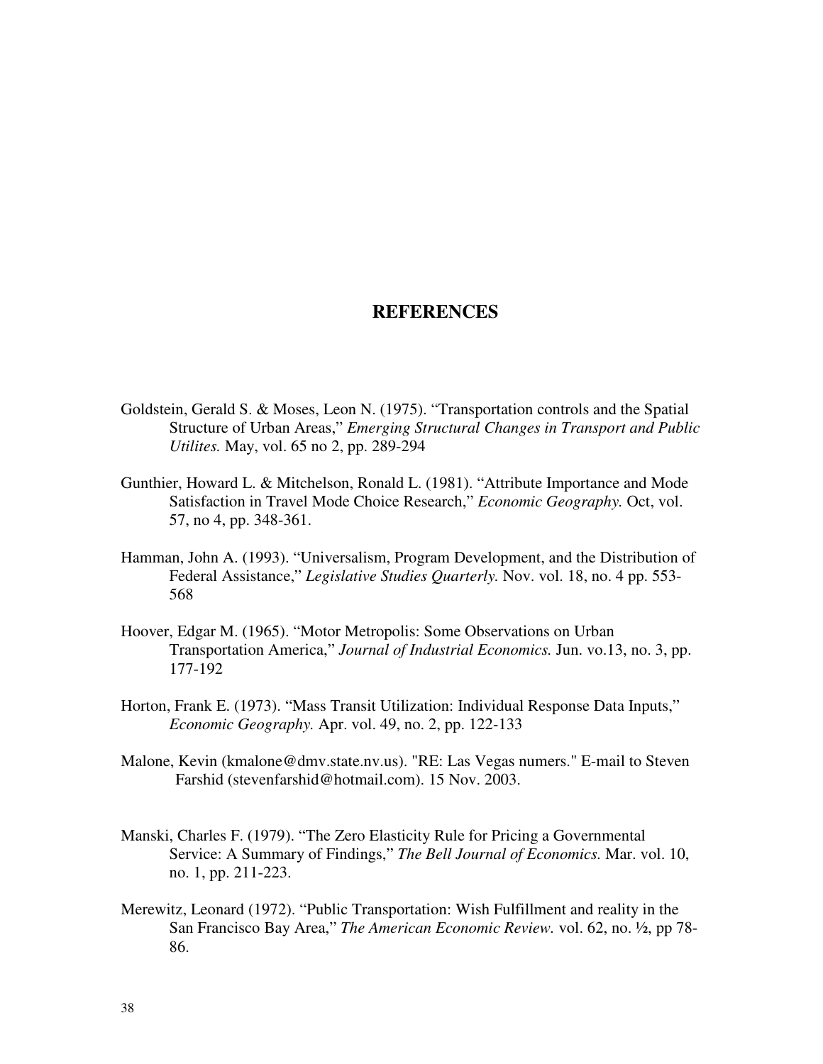# REFERENCES

Goldstein, Gerald S. & Moses, Leon N. (1975). "Transportation controls and the Spatial Structure of Urban Areas," *Emerging Structural Changes in Transport and Public Utilites.* May, vol. 65 no 2, pp. 289-294

Gunthier, Howard L. & Mitchelson, Ronald L. (1981). "Attribute Importance and Mode Satisfaction in Travel Mode Choice Research," *Economic Geography.* Oct, vol. 57, no 4, pp. 348-361.

Hamman, John A. (1993). "Universalism, Program Development, and the Distribution of Federal Assistance," *Legislative Studies Quarterly.* Nov. vol. 18, no. 4 pp. 553-568

Hoover, Edgar M. (1965). "Motor Metropolis: Some Observations on Urban Transportation America," *Journal of Industrial Economics.* Jun. vo.13, no. 3, pp. 177-192

Horton, Frank E. (1973). "Mass Transit Utilization: Individual Response Data Inputs," *Economic Geography.* Apr. vol. 49, no. 2, pp. 122-133

Malone, Kevin (kmalone@dmv.state.nv.us). "RE: Las Vegas numers." E-mail to Steven Farshid (stevenfarshid@hotmail.com). 15 Nov. 2003.

Manski, Charles F. (1979). "The Zero Elasticity Rule for Pricing a Governmental Service: A Summary of Findings," *The Bell Journal of Economics.* Mar. vol. 10, no. 1, pp. 211-223.

Merewitz, Leonard (1972). "Public Transportation: Wish Fulfillment and reality in the San Francisco Bay Area," *The American Economic Review.* vol. 62, no. ½, pp 78-86.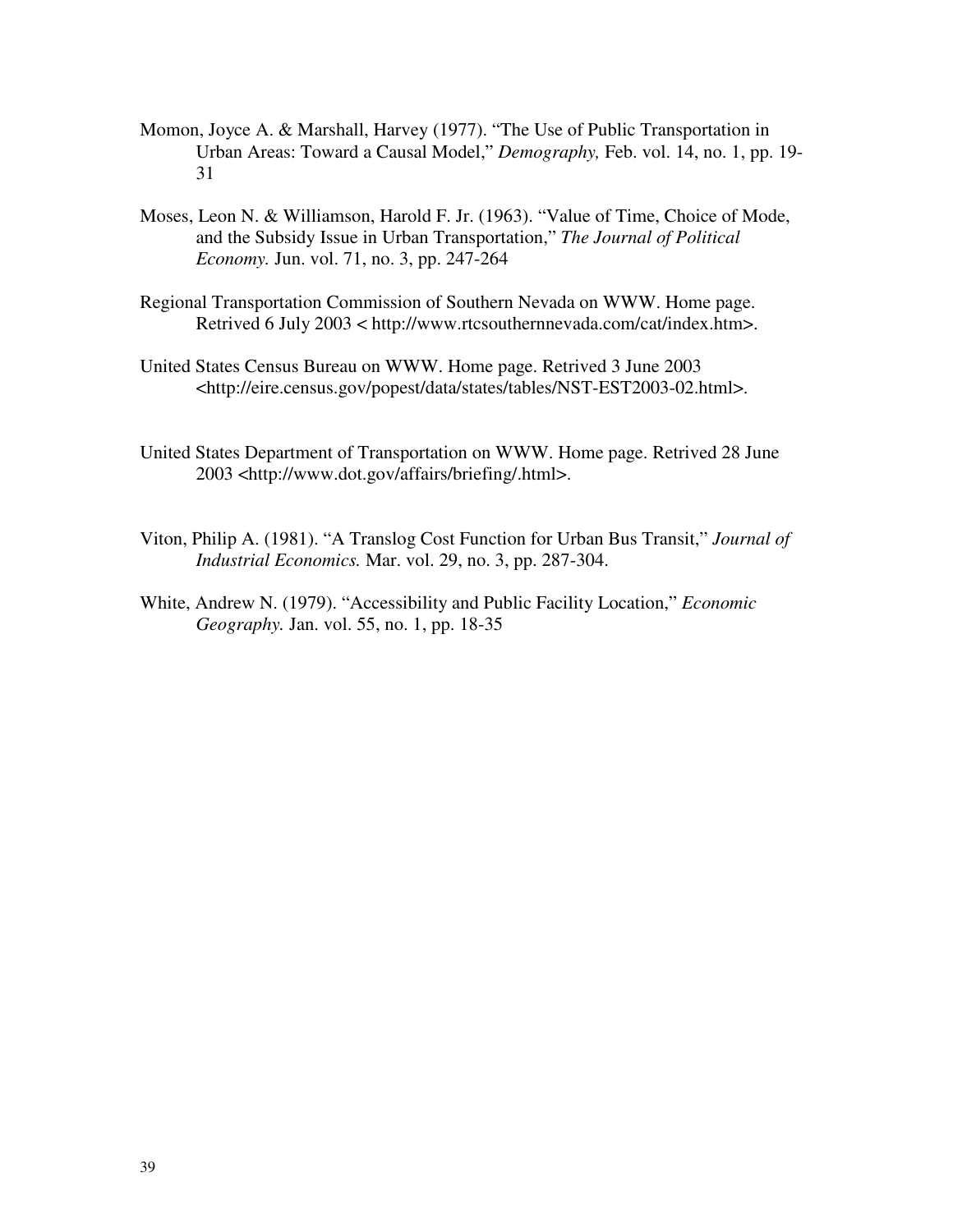Momon, Joyce A. & Marshall, Harvey (1977). "The Use of Public Transportation in Urban Areas: Toward a Causal Model," *Demography,* Feb. vol. 14, no. 1, pp. 19-31

Moses, Leon N. & Williamson, Harold F. Jr. (1963). "Value of Time, Choice of Mode, and the Subsidy Issue in Urban Transportation," *The Journal of Political Economy.* Jun. vol. 71, no. 3, pp. 247-264

Regional Transportation Commission of Southern Nevada on WWW. Home page. Retrived 6 July 2003 < http://www.rtcsouthernnevada.com/cat/index.htm>.

United States Census Bureau on WWW. Home page. Retrived 3 June 2003 <http://eire.census.gov/popest/data/states/tables/NST-EST2003-02.html>.

United States Department of Transportation on WWW. Home page. Retrived 28 June 2003 <http://www.dot.gov/affairs/briefing/.html>.

Viton, Philip A. (1981). "A Translog Cost Function for Urban Bus Transit," *Journal of Industrial Economics.* Mar. vol. 29, no. 3, pp. 287-304.

White, Andrew N. (1979). "Accessibility and Public Facility Location," *Economic Geography.* Jan. vol. 55, no. 1, pp. 18-35